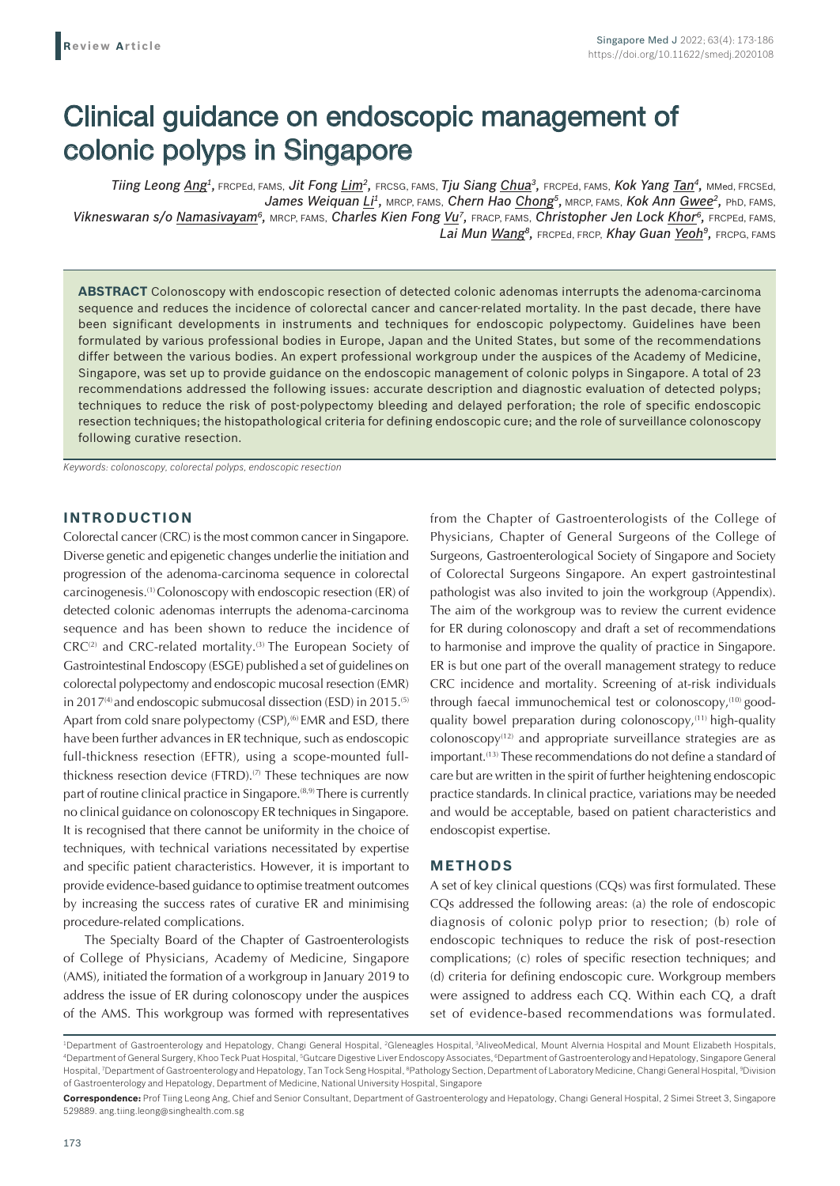Review Article

# Clinical guidance on endoscopic management of colonic polyps in Singapore

*Tiing Leong Ang[1], FRCPEd, FAMS, Jit Fong Lim[2], FRCSG, FAMS, Tju Siang Chua[3], FRCPEd, FAMS, Kok Yang Tan[4], MMed, FRCSEd, James Weiquan Li[1], MRCP, FAMS, Chern Hao Chong[5], MRCP, FAMS, Kok Ann Gwee[2], PhD, FAMS, Vikneswaran s/o Namasivayam[6], MRCP, FAMS, Charles Kien Fong Vu[7], FRACP, FAMS, Christopher Jen Lock Khor[6], FRCPEd, FAMS, Lai Mun Wang[8], FRCPEd, FRCP, Khay Guan Yeoh[9], FRCPG, FAMS*

**ABSTRACT** Colonoscopy with endoscopic resection of detected colonic adenomas interrupts the adenoma-carcinoma sequence and reduces the incidence of colorectal cancer and cancer-related mortality. In the past decade, there have been significant developments in instruments and techniques for endoscopic polypectomy. Guidelines have been formulated by various professional bodies in Europe, Japan and the United States, but some of the recommendations differ between the various bodies. An expert professional workgroup under the auspices of the Academy of Medicine, Singapore, was set up to provide guidance on the endoscopic management of colonic polyps in Singapore. A total of 23 recommendations addressed the following issues: accurate description and diagnostic evaluation of detected polyps; techniques to reduce the risk of post-polypectomy bleeding and delayed perforation; the role of specific endoscopic resection techniques; the histopathological criteria for defining endoscopic cure; and the role of surveillance colonoscopy following curative resection.

*Keywords: colonoscopy, colorectal polyps, endoscopic resection*

## INTRODUCTION

Colorectal cancer (CRC) is the most common cancer in Singapore. Diverse genetic and epigenetic changes underlie the initiation and progression of the adenoma-carcinoma sequence in colorectal carcinogenesis.[1] Colonoscopy with endoscopic resection (ER) of detected colonic adenomas interrupts the adenoma-carcinoma sequence and has been shown to reduce the incidence of CRC[2] and CRC-related mortality.[3] The European Society of Gastrointestinal Endoscopy (ESGE) published a set of guidelines on colorectal polypectomy and endoscopic mucosal resection (EMR) in 2017[4] and endoscopic submucosal dissection (ESD) in 2015.[5] Apart from cold snare polypectomy (CSP),[6] EMR and ESD, there have been further advances in ER technique, such as endoscopic full-thickness resection (EFTR), using a scope-mounted full-thickness resection device (FTRD).[7] These techniques are now part of routine clinical practice in Singapore.[8,9] There is currently no clinical guidance on colonoscopy ER techniques in Singapore. It is recognised that there cannot be uniformity in the choice of techniques, with technical variations necessitated by expertise and specific patient characteristics. However, it is important to provide evidence-based guidance to optimise treatment outcomes by increasing the success rates of curative ER and minimising procedure-related complications.

The Specialty Board of the Chapter of Gastroenterologists of College of Physicians, Academy of Medicine, Singapore (AMS), initiated the formation of a workgroup in January 2019 to address the issue of ER during colonoscopy under the auspices of the AMS. This workgroup was formed with representatives from the Chapter of Gastroenterologists of the College of Physicians, Chapter of General Surgeons of the College of Surgeons, Gastroenterological Society of Singapore and Society of Colorectal Surgeons Singapore. An expert gastrointestinal pathologist was also invited to join the workgroup (Appendix). The aim of the workgroup was to review the current evidence for ER during colonoscopy and draft a set of recommendations to harmonise and improve the quality of practice in Singapore. ER is but one part of the overall management strategy to reduce CRC incidence and mortality. Screening of at-risk individuals through faecal immunochemical test or colonoscopy,[10] good-quality bowel preparation during colonoscopy,[11] high-quality colonoscopy[12] and appropriate surveillance strategies are as important.[13] These recommendations do not define a standard of care but are written in the spirit of further heightening endoscopic practice standards. In clinical practice, variations may be needed and would be acceptable, based on patient characteristics and endoscopist expertise.

## METHODS

A set of key clinical questions (CQs) was first formulated. These CQs addressed the following areas: (a) the role of endoscopic diagnosis of colonic polyp prior to resection; (b) role of endoscopic techniques to reduce the risk of post-resection complications; (c) roles of specific resection techniques; and (d) criteria for defining endoscopic cure. Workgroup members were assigned to address each CQ. Within each CQ, a draft set of evidence-based recommendations was formulated.

[1]Department of Gastroenterology and Hepatology, Changi General Hospital, [2]Gleneagles Hospital, [3]AliveoMedical, Mount Alvernia Hospital and Mount Elizabeth Hospitals, [4]Department of General Surgery, Khoo Teck Puat Hospital, [5]Gutcare Digestive Liver Endoscopy Associates, [6]Department of Gastroenterology and Hepatology, Singapore General Hospital, [7]Department of Gastroenterology and Hepatology, Tan Tock Seng Hospital, [8]Pathology Section, Department of Laboratory Medicine, Changi General Hospital, [9]Division of Gastroenterology and Hepatology, Department of Medicine, National University Hospital, Singapore

**Correspondence:** Prof Tiing Leong Ang, Chief and Senior Consultant, Department of Gastroenterology and Hepatology, Changi General Hospital, 2 Simei Street 3, Singapore 529889. ang.tiing.leong@singhealth.com.sg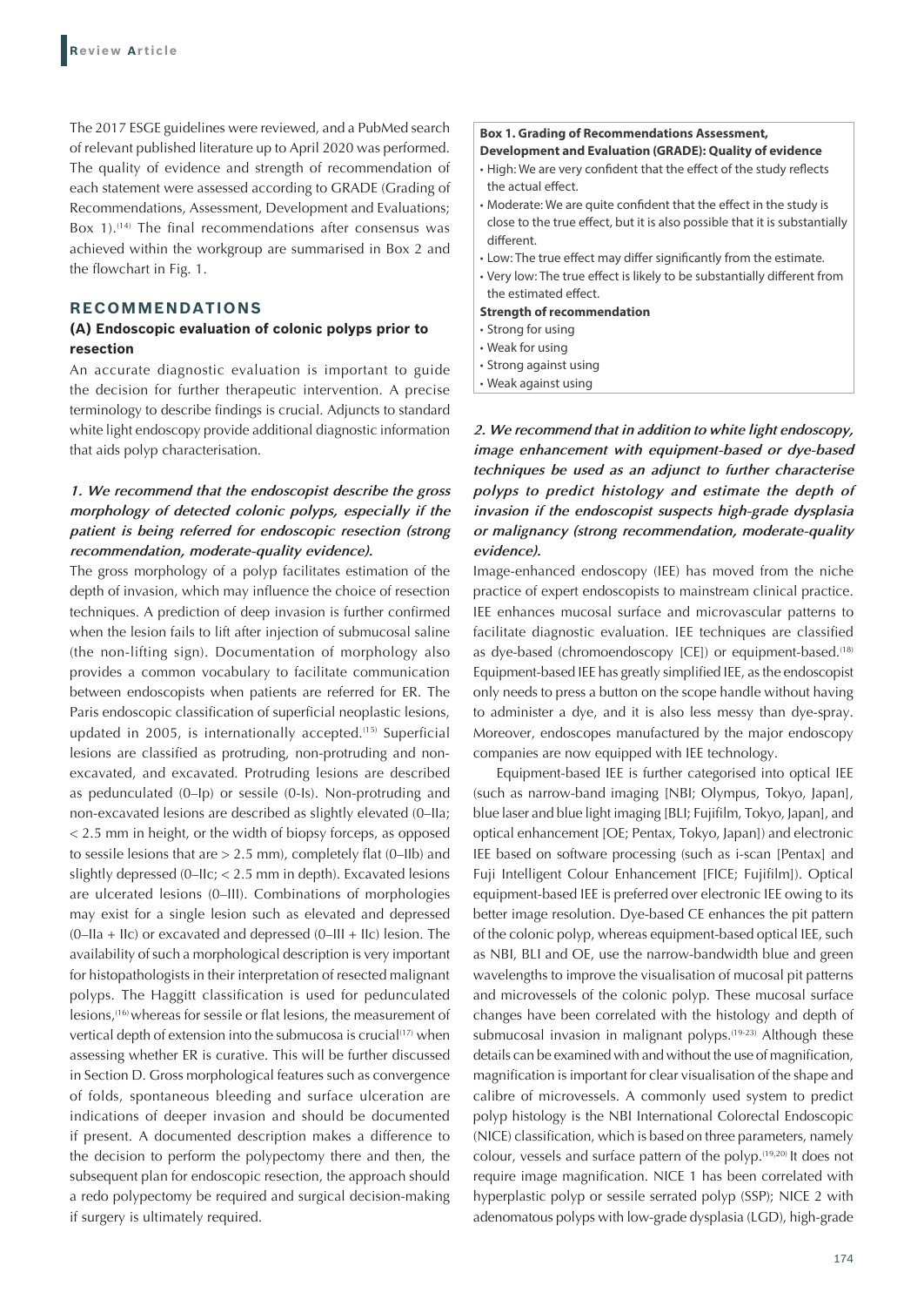The 2017 ESGE guidelines were reviewed, and a PubMed search of relevant published literature up to April 2020 was performed. The quality of evidence and strength of recommendation of each statement were assessed according to GRADE (Grading of Recommendations, Assessment, Development and Evaluations; Box 1).[14] The final recommendations after consensus was achieved within the workgroup are summarised in Box 2 and the flowchart in Fig. 1.

## RECOMMENDATIONS

### (A) Endoscopic evaluation of colonic polyps prior to resection

An accurate diagnostic evaluation is important to guide the decision for further therapeutic intervention. A precise terminology to describe findings is crucial. Adjuncts to standard white light endoscopy provide additional diagnostic information that aids polyp characterisation.

***1. We recommend that the endoscopist describe the gross morphology of detected colonic polyps, especially if the patient is being referred for endoscopic resection (strong recommendation, moderate-quality evidence).***

The gross morphology of a polyp facilitates estimation of the depth of invasion, which may influence the choice of resection techniques. A prediction of deep invasion is further confirmed when the lesion fails to lift after injection of submucosal saline (the non-lifting sign). Documentation of morphology also provides a common vocabulary to facilitate communication between endoscopists when patients are referred for ER. The Paris endoscopic classification of superficial neoplastic lesions, updated in 2005, is internationally accepted.[15] Superficial lesions are classified as protruding, non-protruding and non-excavated, and excavated. Protruding lesions are described as pedunculated (0–Ip) or sessile (0-Is). Non-protruding and non-excavated lesions are described as slightly elevated (0–IIa; < 2.5 mm in height, or the width of biopsy forceps, as opposed to sessile lesions that are > 2.5 mm), completely flat (0–IIb) and slightly depressed (0–IIc; < 2.5 mm in depth). Excavated lesions are ulcerated lesions (0–III). Combinations of morphologies may exist for a single lesion such as elevated and depressed (0–IIa + IIc) or excavated and depressed (0–III + IIc) lesion. The availability of such a morphological description is very important for histopathologists in their interpretation of resected malignant polyps. The Haggitt classification is used for pedunculated lesions,[16] whereas for sessile or flat lesions, the measurement of vertical depth of extension into the submucosa is crucial[17] when assessing whether ER is curative. This will be further discussed in Section D. Gross morphological features such as convergence of folds, spontaneous bleeding and surface ulceration are indications of deeper invasion and should be documented if present. A documented description makes a difference to the decision to perform the polypectomy there and then, the subsequent plan for endoscopic resection, the approach should a redo polypectomy be required and surgical decision-making if surgery is ultimately required.

**Box 1. Grading of Recommendations Assessment, Development and Evaluation (GRADE): Quality of evidence**

- High: We are very confident that the effect of the study reflects the actual effect.
- Moderate: We are quite confident that the effect in the study is close to the true effect, but it is also possible that it is substantially different.
- Low: The true effect may differ significantly from the estimate.
- Very low: The true effect is likely to be substantially different from the estimated effect.

**Strength of recommendation**

- Strong for using
- Weak for using
- Strong against using
- Weak against using

***2. We recommend that in addition to white light endoscopy, image enhancement with equipment-based or dye-based techniques be used as an adjunct to further characterise polyps to predict histology and estimate the depth of invasion if the endoscopist suspects high-grade dysplasia or malignancy (strong recommendation, moderate-quality evidence).***

Image-enhanced endoscopy (IEE) has moved from the niche practice of expert endoscopists to mainstream clinical practice. IEE enhances mucosal surface and microvascular patterns to facilitate diagnostic evaluation. IEE techniques are classified as dye-based (chromoendoscopy [CE]) or equipment-based.[18] Equipment-based IEE has greatly simplified IEE, as the endoscopist only needs to press a button on the scope handle without having to administer a dye, and it is also less messy than dye-spray. Moreover, endoscopes manufactured by the major endoscopy companies are now equipped with IEE technology.

Equipment-based IEE is further categorised into optical IEE (such as narrow-band imaging [NBI; Olympus, Tokyo, Japan], blue laser and blue light imaging [BLI; Fujifilm, Tokyo, Japan], and optical enhancement [OE; Pentax, Tokyo, Japan]) and electronic IEE based on software processing (such as i-scan [Pentax] and Fuji Intelligent Colour Enhancement [FICE; Fujifilm]). Optical equipment-based IEE is preferred over electronic IEE owing to its better image resolution. Dye-based CE enhances the pit pattern of the colonic polyp, whereas equipment-based optical IEE, such as NBI, BLI and OE, use the narrow-bandwidth blue and green wavelengths to improve the visualisation of mucosal pit patterns and microvessels of the colonic polyp. These mucosal surface changes have been correlated with the histology and depth of submucosal invasion in malignant polyps.[19-23] Although these details can be examined with and without the use of magnification, magnification is important for clear visualisation of the shape and calibre of microvessels. A commonly used system to predict polyp histology is the NBI International Colorectal Endoscopic (NICE) classification, which is based on three parameters, namely colour, vessels and surface pattern of the polyp.[19,20] It does not require image magnification. NICE 1 has been correlated with hyperplastic polyp or sessile serrated polyp (SSP); NICE 2 with adenomatous polyps with low-grade dysplasia (LGD), high-grade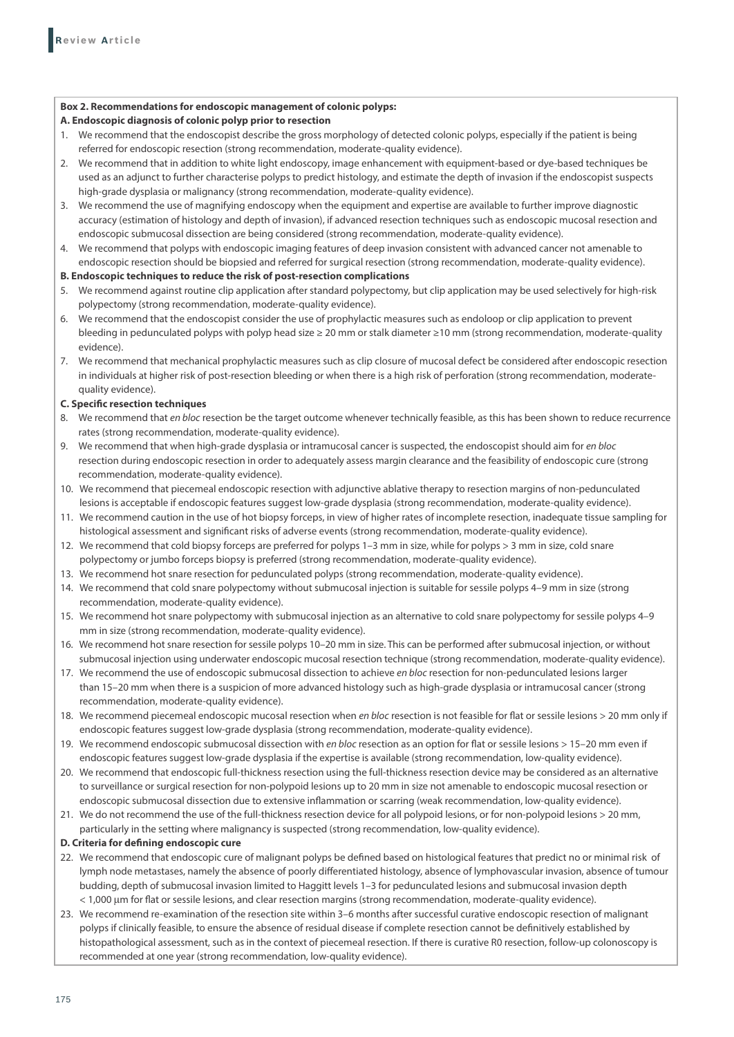**Box 2. Recommendations for endoscopic management of colonic polyps:**

**A. Endoscopic diagnosis of colonic polyp prior to resection**

1. We recommend that the endoscopist describe the gross morphology of detected colonic polyps, especially if the patient is being referred for endoscopic resection (strong recommendation, moderate-quality evidence).
2. We recommend that in addition to white light endoscopy, image enhancement with equipment-based or dye-based techniques be used as an adjunct to further characterise polyps to predict histology, and estimate the depth of invasion if the endoscopist suspects high-grade dysplasia or malignancy (strong recommendation, moderate-quality evidence).
3. We recommend the use of magnifying endoscopy when the equipment and expertise are available to further improve diagnostic accuracy (estimation of histology and depth of invasion), if advanced resection techniques such as endoscopic mucosal resection and endoscopic submucosal dissection are being considered (strong recommendation, moderate-quality evidence).
4. We recommend that polyps with endoscopic imaging features of deep invasion consistent with advanced cancer not amenable to endoscopic resection should be biopsied and referred for surgical resection (strong recommendation, moderate-quality evidence).

**B. Endoscopic techniques to reduce the risk of post-resection complications**

5. We recommend against routine clip application after standard polypectomy, but clip application may be used selectively for high-risk polypectomy (strong recommendation, moderate-quality evidence).
6. We recommend that the endoscopist consider the use of prophylactic measures such as endoloop or clip application to prevent bleeding in pedunculated polyps with polyp head size ≥ 20 mm or stalk diameter ≥10 mm (strong recommendation, moderate-quality evidence).
7. We recommend that mechanical prophylactic measures such as clip closure of mucosal defect be considered after endoscopic resection in individuals at higher risk of post-resection bleeding or when there is a high risk of perforation (strong recommendation, moderate-quality evidence).

**C. Specific resection techniques**

8. We recommend that *en bloc* resection be the target outcome whenever technically feasible, as this has been shown to reduce recurrence rates (strong recommendation, moderate-quality evidence).
9. We recommend that when high-grade dysplasia or intramucosal cancer is suspected, the endoscopist should aim for *en bloc* resection during endoscopic resection in order to adequately assess margin clearance and the feasibility of endoscopic cure (strong recommendation, moderate-quality evidence).
10. We recommend that piecemeal endoscopic resection with adjunctive ablative therapy to resection margins of non-pedunculated lesions is acceptable if endoscopic features suggest low-grade dysplasia (strong recommendation, moderate-quality evidence).
11. We recommend caution in the use of hot biopsy forceps, in view of higher rates of incomplete resection, inadequate tissue sampling for histological assessment and significant risks of adverse events (strong recommendation, moderate-quality evidence).
12. We recommend that cold biopsy forceps are preferred for polyps 1–3 mm in size, while for polyps > 3 mm in size, cold snare polypectomy or jumbo forceps biopsy is preferred (strong recommendation, moderate-quality evidence).
13. We recommend hot snare resection for pedunculated polyps (strong recommendation, moderate-quality evidence).
14. We recommend that cold snare polypectomy without submucosal injection is suitable for sessile polyps 4–9 mm in size (strong recommendation, moderate-quality evidence).
15. We recommend hot snare polypectomy with submucosal injection as an alternative to cold snare polypectomy for sessile polyps 4–9 mm in size (strong recommendation, moderate-quality evidence).
16. We recommend hot snare resection for sessile polyps 10–20 mm in size. This can be performed after submucosal injection, or without submucosal injection using underwater endoscopic mucosal resection technique (strong recommendation, moderate-quality evidence).
17. We recommend the use of endoscopic submucosal dissection to achieve *en bloc* resection for non-pedunculated lesions larger than 15–20 mm when there is a suspicion of more advanced histology such as high-grade dysplasia or intramucosal cancer (strong recommendation, moderate-quality evidence).
18. We recommend piecemeal endoscopic mucosal resection when *en bloc* resection is not feasible for flat or sessile lesions > 20 mm only if endoscopic features suggest low-grade dysplasia (strong recommendation, moderate-quality evidence).
19. We recommend endoscopic submucosal dissection with *en bloc* resection as an option for flat or sessile lesions > 15–20 mm even if endoscopic features suggest low-grade dysplasia if the expertise is available (strong recommendation, low-quality evidence).
20. We recommend that endoscopic full-thickness resection using the full-thickness resection device may be considered as an alternative to surveillance or surgical resection for non-polypoid lesions up to 20 mm in size not amenable to endoscopic mucosal resection or endoscopic submucosal dissection due to extensive inflammation or scarring (weak recommendation, low-quality evidence).
21. We do not recommend the use of the full-thickness resection device for all polypoid lesions, or for non-polypoid lesions > 20 mm, particularly in the setting where malignancy is suspected (strong recommendation, low-quality evidence).

**D. Criteria for defining endoscopic cure**

22. We recommend that endoscopic cure of malignant polyps be defined based on histological features that predict no or minimal risk of lymph node metastases, namely the absence of poorly differentiated histology, absence of lymphovascular invasion, absence of tumour budding, depth of submucosal invasion limited to Haggitt levels 1–3 for pedunculated lesions and submucosal invasion depth < 1,000 µm for flat or sessile lesions, and clear resection margins (strong recommendation, moderate-quality evidence).
23. We recommend re-examination of the resection site within 3–6 months after successful curative endoscopic resection of malignant polyps if clinically feasible, to ensure the absence of residual disease if complete resection cannot be definitively established by histopathological assessment, such as in the context of piecemeal resection. If there is curative R0 resection, follow-up colonoscopy is recommended at one year (strong recommendation, low-quality evidence).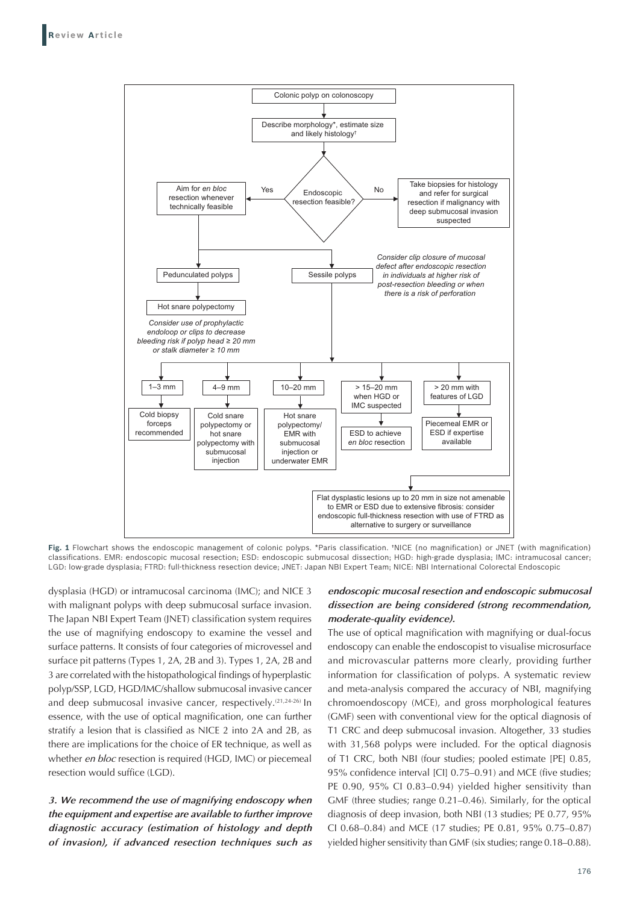Colonic polyp on colonoscopy

Describe morphology*, estimate size and likely histology†

Endoscopic resection feasible?

Yes: Aim for *en bloc* resection whenever technically feasible

No: Take biopsies for histology and refer for surgical resection if malignancy with deep submucosal invasion suspected

Pedunculated polyps → Hot snare polypectomy

*Consider use of prophylactic endoloop or clips to decrease bleeding risk if polyp head ≥ 20 mm or stalk diameter ≥ 10 mm*

Sessile polyps

*Consider clip closure of mucosal defect after endoscopic resection in individuals at higher risk of post-resection bleeding or when there is a risk of perforation*

- 1–3 mm → Cold biopsy forceps recommended
- 4–9 mm → Cold snare polypectomy or hot snare polypectomy with submucosal injection
- 10–20 mm → Hot snare polypectomy/EMR with submucosal injection or underwater EMR
- > 15–20 mm when HGD or IMC suspected → ESD to achieve *en bloc* resection
- > 20 mm with features of LGD → Piecemeal EMR or ESD if expertise available

Flat dysplastic lesions up to 20 mm in size not amenable to EMR or ESD due to extensive fibrosis: consider endoscopic full-thickness resection with use of FTRD as alternative to surgery or surveillance

**Fig. 1** Flowchart shows the endoscopic management of colonic polyps. *Paris classification. †NICE (no magnification) or JNET (with magnification) classifications. EMR: endoscopic mucosal resection; ESD: endoscopic submucosal dissection; HGD: high-grade dysplasia; IMC: intramucosal cancer; LGD: low-grade dysplasia; FTRD: full-thickness resection device; JNET: Japan NBI Expert Team; NICE: NBI International Colorectal Endoscopic

dysplasia (HGD) or intramucosal carcinoma (IMC); and NICE 3 with malignant polyps with deep submucosal surface invasion. The Japan NBI Expert Team (JNET) classification system requires the use of magnifying endoscopy to examine the vessel and surface patterns. It consists of four categories of microvessel and surface pit patterns (Types 1, 2A, 2B and 3). Types 1, 2A, 2B and 3 are correlated with the histopathological findings of hyperplastic polyp/SSP, LGD, HGD/IMC/shallow submucosal invasive cancer and deep submucosal invasive cancer, respectively.[21,24-26] In essence, with the use of optical magnification, one can further stratify a lesion that is classified as NICE 2 into 2A and 2B, as there are implications for the choice of ER technique, as well as whether *en bloc* resection is required (HGD, IMC) or piecemeal resection would suffice (LGD).

***3. We recommend the use of magnifying endoscopy when the equipment and expertise are available to further improve diagnostic accuracy (estimation of histology and depth of invasion), if advanced resection techniques such as endoscopic mucosal resection and endoscopic submucosal dissection are being considered (strong recommendation, moderate-quality evidence).***

The use of optical magnification with magnifying or dual-focus endoscopy can enable the endoscopist to visualise microsurface and microvascular patterns more clearly, providing further information for classification of polyps. A systematic review and meta-analysis compared the accuracy of NBI, magnifying chromoendoscopy (MCE), and gross morphological features (GMF) seen with conventional view for the optical diagnosis of T1 CRC and deep submucosal invasion. Altogether, 33 studies with 31,568 polyps were included. For the optical diagnosis of T1 CRC, both NBI (four studies; pooled estimate [PE] 0.85, 95% confidence interval [CI] 0.75–0.91) and MCE (five studies; PE 0.90, 95% CI 0.83–0.94) yielded higher sensitivity than GMF (three studies; range 0.21–0.46). Similarly, for the optical diagnosis of deep invasion, both NBI (13 studies; PE 0.77, 95% CI 0.68–0.84) and MCE (17 studies; PE 0.81, 95% 0.75–0.87) yielded higher sensitivity than GMF (six studies; range 0.18–0.88).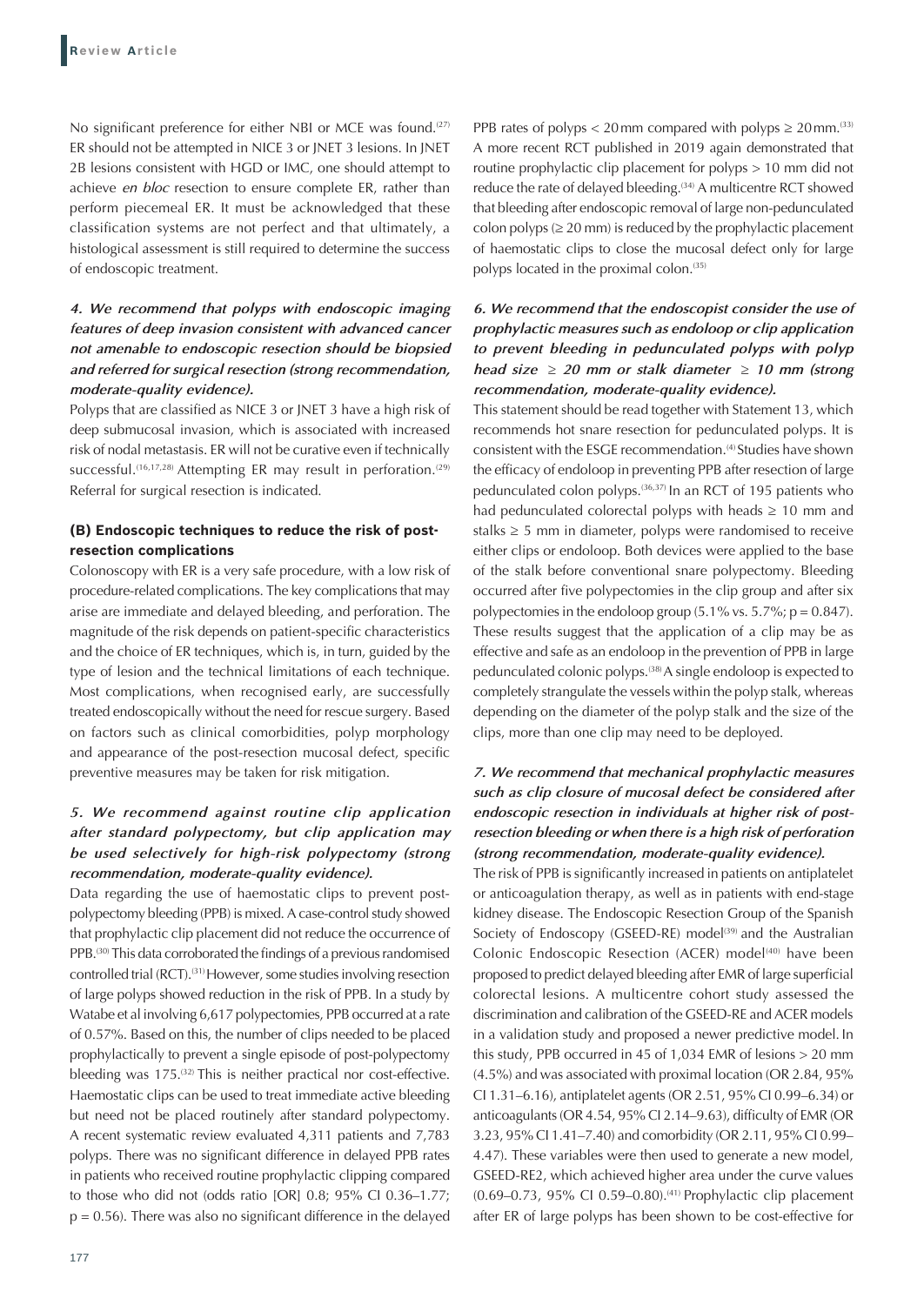No significant preference for either NBI or MCE was found.[27] ER should not be attempted in NICE 3 or JNET 3 lesions. In JNET 2B lesions consistent with HGD or IMC, one should attempt to achieve *en bloc* resection to ensure complete ER, rather than perform piecemeal ER. It must be acknowledged that these classification systems are not perfect and that ultimately, a histological assessment is still required to determine the success of endoscopic treatment.

***4. We recommend that polyps with endoscopic imaging features of deep invasion consistent with advanced cancer not amenable to endoscopic resection should be biopsied and referred for surgical resection (strong recommendation, moderate-quality evidence).***

Polyps that are classified as NICE 3 or JNET 3 have a high risk of deep submucosal invasion, which is associated with increased risk of nodal metastasis. ER will not be curative even if technically successful.[16,17,28] Attempting ER may result in perforation.[29] Referral for surgical resection is indicated.

### (B) Endoscopic techniques to reduce the risk of post-resection complications

Colonoscopy with ER is a very safe procedure, with a low risk of procedure-related complications. The key complications that may arise are immediate and delayed bleeding, and perforation. The magnitude of the risk depends on patient-specific characteristics and the choice of ER techniques, which is, in turn, guided by the type of lesion and the technical limitations of each technique. Most complications, when recognised early, are successfully treated endoscopically without the need for rescue surgery. Based on factors such as clinical comorbidities, polyp morphology and appearance of the post-resection mucosal defect, specific preventive measures may be taken for risk mitigation.

***5. We recommend against routine clip application after standard polypectomy, but clip application may be used selectively for high-risk polypectomy (strong recommendation, moderate-quality evidence).***

Data regarding the use of haemostatic clips to prevent post-polypectomy bleeding (PPB) is mixed. A case-control study showed that prophylactic clip placement did not reduce the occurrence of PPB.[30] This data corroborated the findings of a previous randomised controlled trial (RCT).[31] However, some studies involving resection of large polyps showed reduction in the risk of PPB. In a study by Watabe et al involving 6,617 polypectomies, PPB occurred at a rate of 0.57%. Based on this, the number of clips needed to be placed prophylactically to prevent a single episode of post-polypectomy bleeding was 175.[32] This is neither practical nor cost-effective. Haemostatic clips can be used to treat immediate active bleeding but need not be placed routinely after standard polypectomy. A recent systematic review evaluated 4,311 patients and 7,783 polyps. There was no significant difference in delayed PPB rates in patients who received routine prophylactic clipping compared to those who did not (odds ratio [OR] 0.8; 95% CI 0.36–1.77; $p = 0.56$). There was also no significant difference in the delayed PPB rates of polyps < 20 mm compared with polyps ≥ 20 mm.[33] A more recent RCT published in 2019 again demonstrated that routine prophylactic clip placement for polyps > 10 mm did not reduce the rate of delayed bleeding.[34] A multicentre RCT showed that bleeding after endoscopic removal of large non-pedunculated colon polyps (≥ 20 mm) is reduced by the prophylactic placement of haemostatic clips to close the mucosal defect only for large polyps located in the proximal colon.[35]

***6. We recommend that the endoscopist consider the use of prophylactic measures such as endoloop or clip application to prevent bleeding in pedunculated polyps with polyp head size ≥ 20 mm or stalk diameter ≥ 10 mm (strong recommendation, moderate-quality evidence).***

This statement should be read together with Statement 13, which recommends hot snare resection for pedunculated polyps. It is consistent with the ESGE recommendation.[4] Studies have shown the efficacy of endoloop in preventing PPB after resection of large pedunculated colon polyps.[36,37] In an RCT of 195 patients who had pedunculated colorectal polyps with heads ≥ 10 mm and stalks ≥ 5 mm in diameter, polyps were randomised to receive either clips or endoloop. Both devices were applied to the base of the stalk before conventional snare polypectomy. Bleeding occurred after five polypectomies in the clip group and after six polypectomies in the endoloop group (5.1% vs. 5.7%; $p = 0.847$). These results suggest that the application of a clip may be as effective and safe as an endoloop in the prevention of PPB in large pedunculated colonic polyps.[38] A single endoloop is expected to completely strangulate the vessels within the polyp stalk, whereas depending on the diameter of the polyp stalk and the size of the clips, more than one clip may need to be deployed.

***7. We recommend that mechanical prophylactic measures such as clip closure of mucosal defect be considered after endoscopic resection in individuals at higher risk of post-resection bleeding or when there is a high risk of perforation (strong recommendation, moderate-quality evidence).***

The risk of PPB is significantly increased in patients on antiplatelet or anticoagulation therapy, as well as in patients with end-stage kidney disease. The Endoscopic Resection Group of the Spanish Society of Endoscopy (GSEED-RE) model[39] and the Australian Colonic Endoscopic Resection (ACER) model[40] have been proposed to predict delayed bleeding after EMR of large superficial colorectal lesions. A multicentre cohort study assessed the discrimination and calibration of the GSEED-RE and ACER models in a validation study and proposed a newer predictive model. In this study, PPB occurred in 45 of 1,034 EMR of lesions > 20 mm (4.5%) and was associated with proximal location (OR 2.84, 95% CI 1.31–6.16), antiplatelet agents (OR 2.51, 95% CI 0.99–6.34) or anticoagulants (OR 4.54, 95% CI 2.14–9.63), difficulty of EMR (OR 3.23, 95% CI 1.41–7.40) and comorbidity (OR 2.11, 95% CI 0.99–4.47). These variables were then used to generate a new model, GSEED-RE2, which achieved higher area under the curve values (0.69–0.73, 95% CI 0.59–0.80).[41] Prophylactic clip placement after ER of large polyps has been shown to be cost-effective for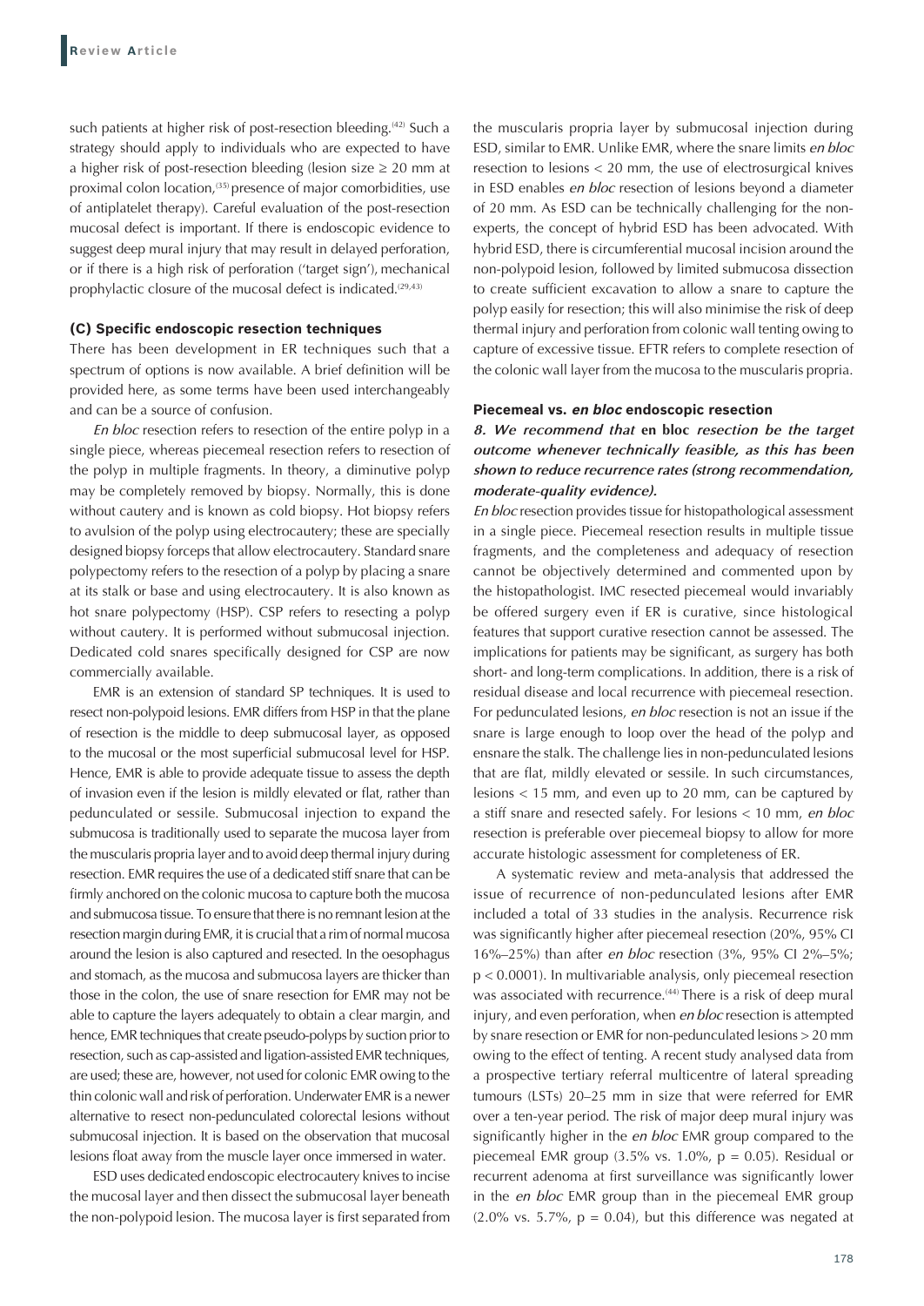such patients at higher risk of post-resection bleeding.[42] Such a strategy should apply to individuals who are expected to have a higher risk of post-resection bleeding (lesion size ≥ 20 mm at proximal colon location,[35] presence of major comorbidities, use of antiplatelet therapy). Careful evaluation of the post-resection mucosal defect is important. If there is endoscopic evidence to suggest deep mural injury that may result in delayed perforation, or if there is a high risk of perforation ('target sign'), mechanical prophylactic closure of the mucosal defect is indicated.[29,43]

### (C) Specific endoscopic resection techniques

There has been development in ER techniques such that a spectrum of options is now available. A brief definition will be provided here, as some terms have been used interchangeably and can be a source of confusion.

*En bloc* resection refers to resection of the entire polyp in a single piece, whereas piecemeal resection refers to resection of the polyp in multiple fragments. In theory, a diminutive polyp may be completely removed by biopsy. Normally, this is done without cautery and is known as cold biopsy. Hot biopsy refers to avulsion of the polyp using electrocautery; these are specially designed biopsy forceps that allow electrocautery. Standard snare polypectomy refers to the resection of a polyp by placing a snare at its stalk or base and using electrocautery. It is also known as hot snare polypectomy (HSP). CSP refers to resecting a polyp without cautery. It is performed without submucosal injection. Dedicated cold snares specifically designed for CSP are now commercially available.

EMR is an extension of standard SP techniques. It is used to resect non-polypoid lesions. EMR differs from HSP in that the plane of resection is the middle to deep submucosal layer, as opposed to the mucosal or the most superficial submucosal level for HSP. Hence, EMR is able to provide adequate tissue to assess the depth of invasion even if the lesion is mildly elevated or flat, rather than pedunculated or sessile. Submucosal injection to expand the submucosa is traditionally used to separate the mucosa layer from the muscularis propria layer and to avoid deep thermal injury during resection. EMR requires the use of a dedicated stiff snare that can be firmly anchored on the colonic mucosa to capture both the mucosa and submucosa tissue. To ensure that there is no remnant lesion at the resection margin during EMR, it is crucial that a rim of normal mucosa around the lesion is also captured and resected. In the oesophagus and stomach, as the mucosa and submucosa layers are thicker than those in the colon, the use of snare resection for EMR may not be able to capture the layers adequately to obtain a clear margin, and hence, EMR techniques that create pseudo-polyps by suction prior to resection, such as cap-assisted and ligation-assisted EMR techniques, are used; these are, however, not used for colonic EMR owing to the thin colonic wall and risk of perforation. Underwater EMR is a newer alternative to resect non-pedunculated colorectal lesions without submucosal injection. It is based on the observation that mucosal lesions float away from the muscle layer once immersed in water.

ESD uses dedicated endoscopic electrocautery knives to incise the mucosal layer and then dissect the submucosal layer beneath the non-polypoid lesion. The mucosa layer is first separated from the muscularis propria layer by submucosal injection during ESD, similar to EMR. Unlike EMR, where the snare limits *en bloc* resection to lesions < 20 mm, the use of electrosurgical knives in ESD enables *en bloc* resection of lesions beyond a diameter of 20 mm. As ESD can be technically challenging for the non-experts, the concept of hybrid ESD has been advocated. With hybrid ESD, there is circumferential mucosal incision around the non-polypoid lesion, followed by limited submucosa dissection to create sufficient excavation to allow a snare to capture the polyp easily for resection; this will also minimise the risk of deep thermal injury and perforation from colonic wall tenting owing to capture of excessive tissue. EFTR refers to complete resection of the colonic wall layer from the mucosa to the muscularis propria.

#### Piecemeal vs. *en bloc* endoscopic resection

***8. We recommend that* en bloc *resection be the target outcome whenever technically feasible, as this has been shown to reduce recurrence rates (strong recommendation, moderate-quality evidence).***

*En bloc* resection provides tissue for histopathological assessment in a single piece. Piecemeal resection results in multiple tissue fragments, and the completeness and adequacy of resection cannot be objectively determined and commented upon by the histopathologist. IMC resected piecemeal would invariably be offered surgery even if ER is curative, since histological features that support curative resection cannot be assessed. The implications for patients may be significant, as surgery has both short- and long-term complications. In addition, there is a risk of residual disease and local recurrence with piecemeal resection. For pedunculated lesions, *en bloc* resection is not an issue if the snare is large enough to loop over the head of the polyp and ensnare the stalk. The challenge lies in non-pedunculated lesions that are flat, mildly elevated or sessile. In such circumstances, lesions < 15 mm, and even up to 20 mm, can be captured by a stiff snare and resected safely. For lesions < 10 mm, *en bloc* resection is preferable over piecemeal biopsy to allow for more accurate histologic assessment for completeness of ER.

A systematic review and meta-analysis that addressed the issue of recurrence of non-pedunculated lesions after EMR included a total of 33 studies in the analysis. Recurrence risk was significantly higher after piecemeal resection (20%, 95% CI 16%–25%) than after *en bloc* resection (3%, 95% CI 2%–5%; $p < 0.0001$). In multivariable analysis, only piecemeal resection was associated with recurrence.[44] There is a risk of deep mural injury, and even perforation, when *en bloc* resection is attempted by snare resection or EMR for non-pedunculated lesions > 20 mm owing to the effect of tenting. A recent study analysed data from a prospective tertiary referral multicentre of lateral spreading tumours (LSTs) 20–25 mm in size that were referred for EMR over a ten-year period. The risk of major deep mural injury was significantly higher in the *en bloc* EMR group compared to the piecemeal EMR group (3.5% vs. 1.0%, $p = 0.05$). Residual or recurrent adenoma at first surveillance was significantly lower in the *en bloc* EMR group than in the piecemeal EMR group (2.0% vs. 5.7%, $p = 0.04$), but this difference was negated at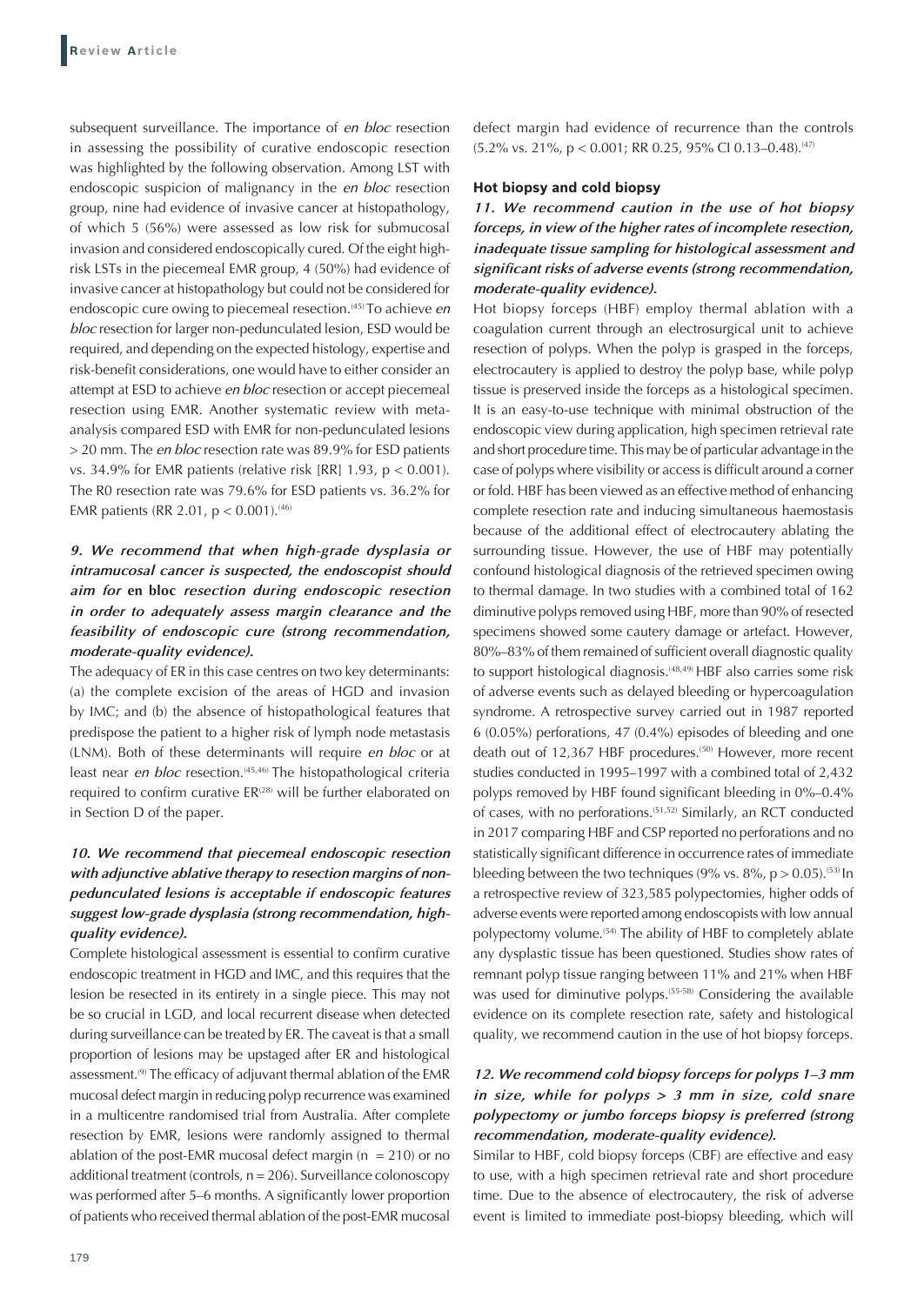subsequent surveillance. The importance of *en bloc* resection in assessing the possibility of curative endoscopic resection was highlighted by the following observation. Among LST with endoscopic suspicion of malignancy in the *en bloc* resection group, nine had evidence of invasive cancer at histopathology, of which 5 (56%) were assessed as low risk for submucosal invasion and considered endoscopically cured. Of the eight high-risk LSTs in the piecemeal EMR group, 4 (50%) had evidence of invasive cancer at histopathology but could not be considered for endoscopic cure owing to piecemeal resection.[45] To achieve *en bloc* resection for larger non-pedunculated lesion, ESD would be required, and depending on the expected histology, expertise and risk-benefit considerations, one would have to either consider an attempt at ESD to achieve *en bloc* resection or accept piecemeal resection using EMR. Another systematic review with meta-analysis compared ESD with EMR for non-pedunculated lesions > 20 mm. The *en bloc* resection rate was 89.9% for ESD patients vs. 34.9% for EMR patients (relative risk [RR] 1.93, $p < 0.001$). The R0 resection rate was 79.6% for ESD patients vs. 36.2% for EMR patients (RR 2.01, $p < 0.001$).[46]

***9. We recommend that when high-grade dysplasia or intramucosal cancer is suspected, the endoscopist should aim for* en bloc *resection during endoscopic resection in order to adequately assess margin clearance and the feasibility of endoscopic cure (strong recommendation, moderate-quality evidence).***

The adequacy of ER in this case centres on two key determinants: (a) the complete excision of the areas of HGD and invasion by IMC; and (b) the absence of histopathological features that predispose the patient to a higher risk of lymph node metastasis (LNM). Both of these determinants will require *en bloc* or at least near *en bloc* resection.[45,46] The histopathological criteria required to confirm curative ER[28] will be further elaborated on in Section D of the paper.

***10. We recommend that piecemeal endoscopic resection with adjunctive ablative therapy to resection margins of non-pedunculated lesions is acceptable if endoscopic features suggest low-grade dysplasia (strong recommendation, high-quality evidence).***

Complete histological assessment is essential to confirm curative endoscopic treatment in HGD and IMC, and this requires that the lesion be resected in its entirety in a single piece. This may not be so crucial in LGD, and local recurrent disease when detected during surveillance can be treated by ER. The caveat is that a small proportion of lesions may be upstaged after ER and histological assessment.[9] The efficacy of adjuvant thermal ablation of the EMR mucosal defect margin in reducing polyp recurrence was examined in a multicentre randomised trial from Australia. After complete resection by EMR, lesions were randomly assigned to thermal ablation of the post-EMR mucosal defect margin ($n = 210$) or no additional treatment (controls, $n = 206$). Surveillance colonoscopy was performed after 5–6 months. A significantly lower proportion of patients who received thermal ablation of the post-EMR mucosal defect margin had evidence of recurrence than the controls (5.2% vs. 21%, $p < 0.001$; RR 0.25, 95% CI 0.13–0.48).[47]

### Hot biopsy and cold biopsy

***11. We recommend caution in the use of hot biopsy forceps, in view of the higher rates of incomplete resection, inadequate tissue sampling for histological assessment and significant risks of adverse events (strong recommendation, moderate-quality evidence).***

Hot biopsy forceps (HBF) employ thermal ablation with a coagulation current through an electrosurgical unit to achieve resection of polyps. When the polyp is grasped in the forceps, electrocautery is applied to destroy the polyp base, while polyp tissue is preserved inside the forceps as a histological specimen. It is an easy-to-use technique with minimal obstruction of the endoscopic view during application, high specimen retrieval rate and short procedure time. This may be of particular advantage in the case of polyps where visibility or access is difficult around a corner or fold. HBF has been viewed as an effective method of enhancing complete resection rate and inducing simultaneous haemostasis because of the additional effect of electrocautery ablating the surrounding tissue. However, the use of HBF may potentially confound histological diagnosis of the retrieved specimen owing to thermal damage. In two studies with a combined total of 162 diminutive polyps removed using HBF, more than 90% of resected specimens showed some cautery damage or artefact. However, 80%–83% of them remained of sufficient overall diagnostic quality to support histological diagnosis.[48,49] HBF also carries some risk of adverse events such as delayed bleeding or hypercoagulation syndrome. A retrospective survey carried out in 1987 reported 6 (0.05%) perforations, 47 (0.4%) episodes of bleeding and one death out of 12,367 HBF procedures.[50] However, more recent studies conducted in 1995–1997 with a combined total of 2,432 polyps removed by HBF found significant bleeding in 0%–0.4% of cases, with no perforations.[51,52] Similarly, an RCT conducted in 2017 comparing HBF and CSP reported no perforations and no statistically significant difference in occurrence rates of immediate bleeding between the two techniques (9% vs. 8%, $p > 0.05$).[53] In a retrospective review of 323,585 polypectomies, higher odds of adverse events were reported among endoscopists with low annual polypectomy volume.[54] The ability of HBF to completely ablate any dysplastic tissue has been questioned. Studies show rates of remnant polyp tissue ranging between 11% and 21% when HBF was used for diminutive polyps.[55-58] Considering the available evidence on its complete resection rate, safety and histological quality, we recommend caution in the use of hot biopsy forceps.

***12. We recommend cold biopsy forceps for polyps 1–3 mm in size, while for polyps > 3 mm in size, cold snare polypectomy or jumbo forceps biopsy is preferred (strong recommendation, moderate-quality evidence).***

Similar to HBF, cold biopsy forceps (CBF) are effective and easy to use, with a high specimen retrieval rate and short procedure time. Due to the absence of electrocautery, the risk of adverse event is limited to immediate post-biopsy bleeding, which will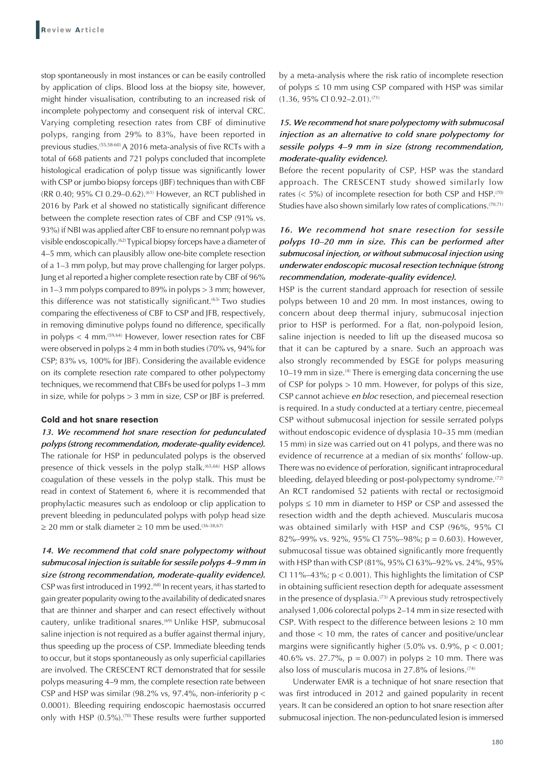stop spontaneously in most instances or can be easily controlled by application of clips. Blood loss at the biopsy site, however, might hinder visualisation, contributing to an increased risk of incomplete polypectomy and consequent risk of interval CRC. Varying completing resection rates from CBF of diminutive polyps, ranging from 29% to 83%, have been reported in previous studies.[55,58-60] A 2016 meta-analysis of five RCTs with a total of 668 patients and 721 polyps concluded that incomplete histological eradication of polyp tissue was significantly lower with CSP or jumbo biopsy forceps (JBF) techniques than with CBF (RR 0.40; 95% CI 0.29–0.62).[61] However, an RCT published in 2016 by Park et al showed no statistically significant difference between the complete resection rates of CBF and CSP (91% vs. 93%) if NBI was applied after CBF to ensure no remnant polyp was visible endoscopically.[62] Typical biopsy forceps have a diameter of 4–5 mm, which can plausibly allow one-bite complete resection of a 1–3 mm polyp, but may prove challenging for larger polyps. Jung et al reported a higher complete resection rate by CBF of 96% in 1–3 mm polyps compared to 89% in polyps > 3 mm; however, this difference was not statistically significant.[63] Two studies comparing the effectiveness of CBF to CSP and JFB, respectively, in removing diminutive polyps found no difference, specifically in polyps < 4 mm.[59,64] However, lower resection rates for CBF were observed in polyps ≥ 4 mm in both studies (70% vs, 94% for CSP; 83% vs, 100% for JBF). Considering the available evidence on its complete resection rate compared to other polypectomy techniques, we recommend that CBFs be used for polyps 1–3 mm in size, while for polyps > 3 mm in size, CSP or JBF is preferred.

### Cold and hot snare resection

***13. We recommend hot snare resection for pedunculated polyps (strong recommendation, moderate-quality evidence).***

The rationale for HSP in pedunculated polyps is the observed presence of thick vessels in the polyp stalk.[65,66] HSP allows coagulation of these vessels in the polyp stalk. This must be read in context of Statement 6, where it is recommended that prophylactic measures such as endoloop or clip application to prevent bleeding in pedunculated polyps with polyp head size ≥ 20 mm or stalk diameter ≥ 10 mm be used.[36-38,67]

***14. We recommend that cold snare polypectomy without submucosal injection is suitable for sessile polyps 4–9 mm in size (strong recommendation, moderate-quality evidence).***

CSP was first introduced in 1992.[68] In recent years, it has started to gain greater popularity owing to the availability of dedicated snares that are thinner and sharper and can resect effectively without cautery, unlike traditional snares.[69] Unlike HSP, submucosal saline injection is not required as a buffer against thermal injury, thus speeding up the process of CSP. Immediate bleeding tends to occur, but it stops spontaneously as only superficial capillaries are involved. The CRESCENT RCT demonstrated that for sessile polyps measuring 4–9 mm, the complete resection rate between CSP and HSP was similar (98.2% vs, 97.4%, non-inferiority $p < 0.0001$). Bleeding requiring endoscopic haemostasis occurred only with HSP (0.5%).[70] These results were further supported by a meta-analysis where the risk ratio of incomplete resection of polyps ≤ 10 mm using CSP compared with HSP was similar (1.36, 95% CI 0.92–2.01).[71]

***15. We recommend hot snare polypectomy with submucosal injection as an alternative to cold snare polypectomy for sessile polyps 4–9 mm in size (strong recommendation, moderate-quality evidence).***

Before the recent popularity of CSP, HSP was the standard approach. The CRESCENT study showed similarly low rates (< 5%) of incomplete resection for both CSP and HSP.[70] Studies have also shown similarly low rates of complications.[70,71]

***16. We recommend hot snare resection for sessile polyps 10–20 mm in size. This can be performed after submucosal injection, or without submucosal injection using underwater endoscopic mucosal resection technique (strong recommendation, moderate-quality evidence).***

HSP is the current standard approach for resection of sessile polyps between 10 and 20 mm. In most instances, owing to concern about deep thermal injury, submucosal injection prior to HSP is performed. For a flat, non-polypoid lesion, saline injection is needed to lift up the diseased mucosa so that it can be captured by a snare. Such an approach was also strongly recommended by ESGE for polyps measuring 10–19 mm in size.[4] There is emerging data concerning the use of CSP for polyps > 10 mm. However, for polyps of this size, CSP cannot achieve *en bloc* resection, and piecemeal resection is required. In a study conducted at a tertiary centre, piecemeal CSP without submucosal injection for sessile serrated polyps without endoscopic evidence of dysplasia 10–35 mm (median 15 mm) in size was carried out on 41 polyps, and there was no evidence of recurrence at a median of six months' follow-up. There was no evidence of perforation, significant intraprocedural bleeding, delayed bleeding or post-polypectomy syndrome.[72] An RCT randomised 52 patients with rectal or rectosigmoid polyps ≤ 10 mm in diameter to HSP or CSP and assessed the resection width and the depth achieved. Muscularis mucosa was obtained similarly with HSP and CSP (96%, 95% CI 82%–99% vs. 92%, 95% CI 75%–98%; $p = 0.603$). However, submucosal tissue was obtained significantly more frequently with HSP than with CSP (81%, 95% CI 63%–92% vs. 24%, 95% CI 11%–43%; $p < 0.001$). This highlights the limitation of CSP in obtaining sufficient resection depth for adequate assessment in the presence of dysplasia.[73] A previous study retrospectively analysed 1,006 colorectal polyps 2–14 mm in size resected with CSP. With respect to the difference between lesions ≥ 10 mm and those < 10 mm, the rates of cancer and positive/unclear margins were significantly higher (5.0% vs. 0.9%, $p < 0.001$; 40.6% vs. 27.7%, $p = 0.007$) in polyps ≥ 10 mm. There was also loss of muscularis mucosa in 27.8% of lesions.[74]

Underwater EMR is a technique of hot snare resection that was first introduced in 2012 and gained popularity in recent years. It can be considered an option to hot snare resection after submucosal injection. The non-pedunculated lesion is immersed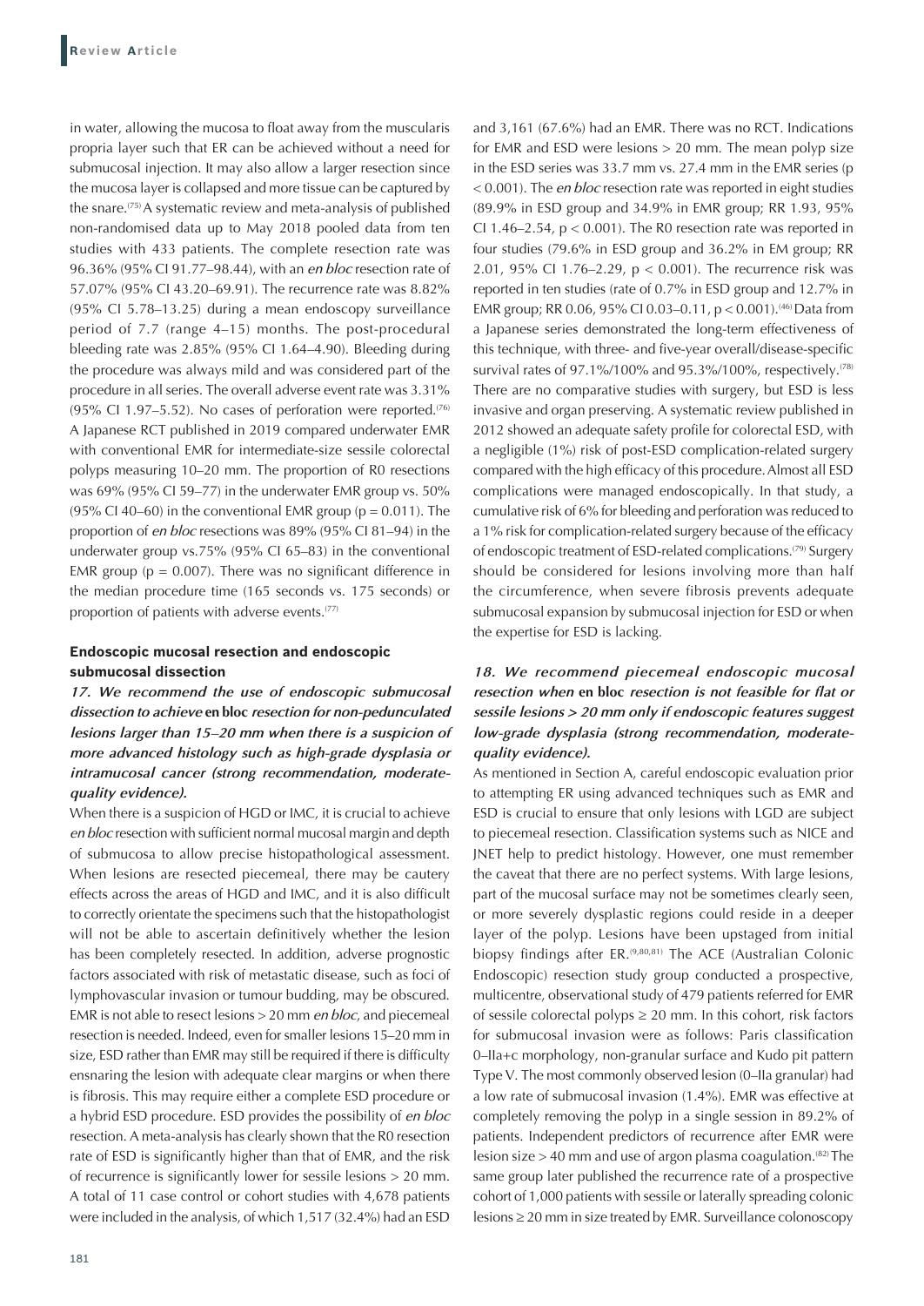in water, allowing the mucosa to float away from the muscularis propria layer such that ER can be achieved without a need for submucosal injection. It may also allow a larger resection since the mucosa layer is collapsed and more tissue can be captured by the snare.[75] A systematic review and meta-analysis of published non-randomised data up to May 2018 pooled data from ten studies with 433 patients. The complete resection rate was 96.36% (95% CI 91.77–98.44), with an *en bloc* resection rate of 57.07% (95% CI 43.20–69.91). The recurrence rate was 8.82% (95% CI 5.78–13.25) during a mean endoscopy surveillance period of 7.7 (range 4–15) months. The post-procedural bleeding rate was 2.85% (95% CI 1.64–4.90). Bleeding during the procedure was always mild and was considered part of the procedure in all series. The overall adverse event rate was 3.31% (95% CI 1.97–5.52). No cases of perforation were reported.[76] A Japanese RCT published in 2019 compared underwater EMR with conventional EMR for intermediate-size sessile colorectal polyps measuring 10–20 mm. The proportion of R0 resections was 69% (95% CI 59–77) in the underwater EMR group vs. 50% (95% CI 40–60) in the conventional EMR group ($p = 0.011$). The proportion of *en bloc* resections was 89% (95% CI 81–94) in the underwater group vs.75% (95% CI 65–83) in the conventional EMR group ($p = 0.007$). There was no significant difference in the median procedure time (165 seconds vs. 175 seconds) or proportion of patients with adverse events.[77]

### Endoscopic mucosal resection and endoscopic submucosal dissection

***17. We recommend the use of endoscopic submucosal dissection to achieve* en bloc *resection for non-pedunculated lesions larger than 15–20 mm when there is a suspicion of more advanced histology such as high-grade dysplasia or intramucosal cancer (strong recommendation, moderate-quality evidence).***

When there is a suspicion of HGD or IMC, it is crucial to achieve *en bloc* resection with sufficient normal mucosal margin and depth of submucosa to allow precise histopathological assessment. When lesions are resected piecemeal, there may be cautery effects across the areas of HGD and IMC, and it is also difficult to correctly orientate the specimens such that the histopathologist will not be able to ascertain definitively whether the lesion has been completely resected. In addition, adverse prognostic factors associated with risk of metastatic disease, such as foci of lymphovascular invasion or tumour budding, may be obscured. EMR is not able to resect lesions > 20 mm *en bloc*, and piecemeal resection is needed. Indeed, even for smaller lesions 15–20 mm in size, ESD rather than EMR may still be required if there is difficulty ensnaring the lesion with adequate clear margins or when there is fibrosis. This may require either a complete ESD procedure or a hybrid ESD procedure. ESD provides the possibility of *en bloc* resection. A meta-analysis has clearly shown that the R0 resection rate of ESD is significantly higher than that of EMR, and the risk of recurrence is significantly lower for sessile lesions > 20 mm. A total of 11 case control or cohort studies with 4,678 patients were included in the analysis, of which 1,517 (32.4%) had an ESD and 3,161 (67.6%) had an EMR. There was no RCT. Indications for EMR and ESD were lesions > 20 mm. The mean polyp size in the ESD series was 33.7 mm vs. 27.4 mm in the EMR series ($p < 0.001$). The *en bloc* resection rate was reported in eight studies (89.9% in ESD group and 34.9% in EMR group; RR 1.93, 95% CI 1.46–2.54, $p < 0.001$). The R0 resection rate was reported in four studies (79.6% in ESD group and 36.2% in EM group; RR 2.01, 95% CI 1.76–2.29, $p < 0.001$). The recurrence risk was reported in ten studies (rate of 0.7% in ESD group and 12.7% in EMR group; RR 0.06, 95% CI 0.03–0.11, $p < 0.001$).[46] Data from a Japanese series demonstrated the long-term effectiveness of this technique, with three- and five-year overall/disease-specific survival rates of 97.1%/100% and 95.3%/100%, respectively.[78] There are no comparative studies with surgery, but ESD is less invasive and organ preserving. A systematic review published in 2012 showed an adequate safety profile for colorectal ESD, with a negligible (1%) risk of post-ESD complication-related surgery compared with the high efficacy of this procedure. Almost all ESD complications were managed endoscopically. In that study, a cumulative risk of 6% for bleeding and perforation was reduced to a 1% risk for complication-related surgery because of the efficacy of endoscopic treatment of ESD-related complications.[79] Surgery should be considered for lesions involving more than half the circumference, when severe fibrosis prevents adequate submucosal expansion by submucosal injection for ESD or when the expertise for ESD is lacking.

***18. We recommend piecemeal endoscopic mucosal resection when* en bloc *resection is not feasible for flat or sessile lesions > 20 mm only if endoscopic features suggest low-grade dysplasia (strong recommendation, moderate-quality evidence).***

As mentioned in Section A, careful endoscopic evaluation prior to attempting ER using advanced techniques such as EMR and ESD is crucial to ensure that only lesions with LGD are subject to piecemeal resection. Classification systems such as NICE and JNET help to predict histology. However, one must remember the caveat that there are no perfect systems. With large lesions, part of the mucosal surface may not be sometimes clearly seen, or more severely dysplastic regions could reside in a deeper layer of the polyp. Lesions have been upstaged from initial biopsy findings after ER.[9,80,81] The ACE (Australian Colonic Endoscopic) resection study group conducted a prospective, multicentre, observational study of 479 patients referred for EMR of sessile colorectal polyps ≥ 20 mm. In this cohort, risk factors for submucosal invasion were as follows: Paris classification 0–IIa+c morphology, non-granular surface and Kudo pit pattern Type V. The most commonly observed lesion (0–IIa granular) had a low rate of submucosal invasion (1.4%). EMR was effective at completely removing the polyp in a single session in 89.2% of patients. Independent predictors of recurrence after EMR were lesion size > 40 mm and use of argon plasma coagulation.[82] The same group later published the recurrence rate of a prospective cohort of 1,000 patients with sessile or laterally spreading colonic lesions ≥ 20 mm in size treated by EMR. Surveillance colonoscopy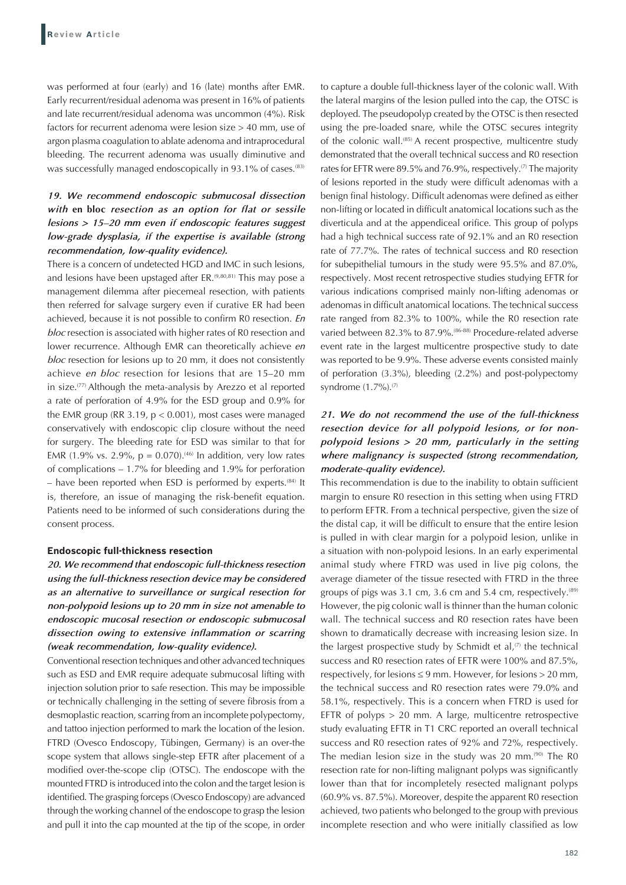was performed at four (early) and 16 (late) months after EMR. Early recurrent/residual adenoma was present in 16% of patients and late recurrent/residual adenoma was uncommon (4%). Risk factors for recurrent adenoma were lesion size > 40 mm, use of argon plasma coagulation to ablate adenoma and intraprocedural bleeding. The recurrent adenoma was usually diminutive and was successfully managed endoscopically in 93.1% of cases.[83]

***19. We recommend endoscopic submucosal dissection with* en bloc *resection as an option for flat or sessile lesions > 15–20 mm even if endoscopic features suggest low-grade dysplasia, if the expertise is available (strong recommendation, low-quality evidence).***

There is a concern of undetected HGD and IMC in such lesions, and lesions have been upstaged after ER.[9,80,81] This may pose a management dilemma after piecemeal resection, with patients then referred for salvage surgery even if curative ER had been achieved, because it is not possible to confirm R0 resection. *En bloc* resection is associated with higher rates of R0 resection and lower recurrence. Although EMR can theoretically achieve *en bloc* resection for lesions up to 20 mm, it does not consistently achieve *en bloc* resection for lesions that are 15–20 mm in size.[77] Although the meta-analysis by Arezzo et al reported a rate of perforation of 4.9% for the ESD group and 0.9% for the EMR group (RR 3.19, $p < 0.001$), most cases were managed conservatively with endoscopic clip closure without the need for surgery. The bleeding rate for ESD was similar to that for EMR (1.9% vs. 2.9%, $p = 0.070$).[46] In addition, very low rates of complications – 1.7% for bleeding and 1.9% for perforation – have been reported when ESD is performed by experts.[84] It is, therefore, an issue of managing the risk-benefit equation. Patients need to be informed of such considerations during the consent process.

#### Endoscopic full-thickness resection

***20. We recommend that endoscopic full-thickness resection using the full-thickness resection device may be considered as an alternative to surveillance or surgical resection for non-polypoid lesions up to 20 mm in size not amenable to endoscopic mucosal resection or endoscopic submucosal dissection owing to extensive inflammation or scarring (weak recommendation, low-quality evidence).***

Conventional resection techniques and other advanced techniques such as ESD and EMR require adequate submucosal lifting with injection solution prior to safe resection. This may be impossible or technically challenging in the setting of severe fibrosis from a desmoplastic reaction, scarring from an incomplete polypectomy, and tattoo injection performed to mark the location of the lesion. FTRD (Ovesco Endoscopy, Tübingen, Germany) is an over-the scope system that allows single-step EFTR after placement of a modified over-the-scope clip (OTSC). The endoscope with the mounted FTRD is introduced into the colon and the target lesion is identified. The grasping forceps (Ovesco Endoscopy) are advanced through the working channel of the endoscope to grasp the lesion and pull it into the cap mounted at the tip of the scope, in order to capture a double full-thickness layer of the colonic wall. With the lateral margins of the lesion pulled into the cap, the OTSC is deployed. The pseudopolyp created by the OTSC is then resected using the pre-loaded snare, while the OTSC secures integrity of the colonic wall.[85] A recent prospective, multicentre study demonstrated that the overall technical success and R0 resection rates for EFTR were 89.5% and 76.9%, respectively.[7] The majority of lesions reported in the study were difficult adenomas with a benign final histology. Difficult adenomas were defined as either non-lifting or located in difficult anatomical locations such as the diverticula and at the appendiceal orifice. This group of polyps had a high technical success rate of 92.1% and an R0 resection rate of 77.7%. The rates of technical success and R0 resection for subepithelial tumours in the study were 95.5% and 87.0%, respectively. Most recent retrospective studies studying EFTR for various indications comprised mainly non-lifting adenomas or adenomas in difficult anatomical locations. The technical success rate ranged from 82.3% to 100%, while the R0 resection rate varied between 82.3% to 87.9%.[86-88] Procedure-related adverse event rate in the largest multicentre prospective study to date was reported to be 9.9%. These adverse events consisted mainly of perforation (3.3%), bleeding (2.2%) and post-polypectomy syndrome (1.7%).[7]

***21. We do not recommend the use of the full-thickness resection device for all polypoid lesions, or for non-polypoid lesions > 20 mm, particularly in the setting where malignancy is suspected (strong recommendation, moderate-quality evidence).***

This recommendation is due to the inability to obtain sufficient margin to ensure R0 resection in this setting when using FTRD to perform EFTR. From a technical perspective, given the size of the distal cap, it will be difficult to ensure that the entire lesion is pulled in with clear margin for a polypoid lesion, unlike in a situation with non-polypoid lesions. In an early experimental animal study where FTRD was used in live pig colons, the average diameter of the tissue resected with FTRD in the three groups of pigs was 3.1 cm, 3.6 cm and 5.4 cm, respectively.[89] However, the pig colonic wall is thinner than the human colonic wall. The technical success and R0 resection rates have been shown to dramatically decrease with increasing lesion size. In the largest prospective study by Schmidt et al,[7] the technical success and R0 resection rates of EFTR were 100% and 87.5%, respectively, for lesions ≤ 9 mm. However, for lesions > 20 mm, the technical success and R0 resection rates were 79.0% and 58.1%, respectively. This is a concern when FTRD is used for EFTR of polyps > 20 mm. A large, multicentre retrospective study evaluating EFTR in T1 CRC reported an overall technical success and R0 resection rates of 92% and 72%, respectively. The median lesion size in the study was 20 mm.[90] The R0 resection rate for non-lifting malignant polyps was significantly lower than that for incompletely resected malignant polyps (60.9% vs. 87.5%). Moreover, despite the apparent R0 resection achieved, two patients who belonged to the group with previous incomplete resection and who were initially classified as low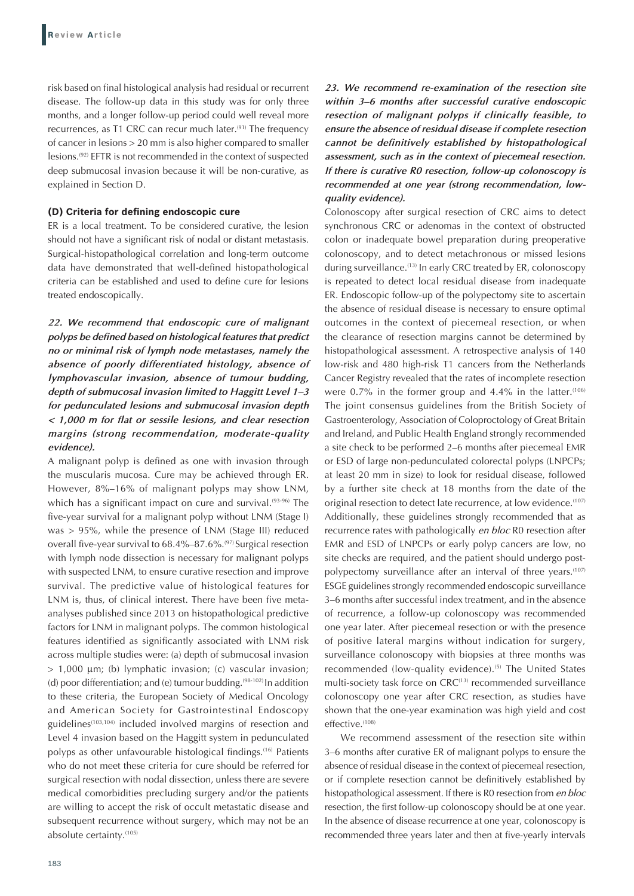risk based on final histological analysis had residual or recurrent disease. The follow-up data in this study was for only three months, and a longer follow-up period could well reveal more recurrences, as T1 CRC can recur much later.[91] The frequency of cancer in lesions > 20 mm is also higher compared to smaller lesions.[92] EFTR is not recommended in the context of suspected deep submucosal invasion because it will be non-curative, as explained in Section D.

## (D) Criteria for defining endoscopic cure

ER is a local treatment. To be considered curative, the lesion should not have a significant risk of nodal or distant metastasis. Surgical-histopathological correlation and long-term outcome data have demonstrated that well-defined histopathological criteria can be established and used to define cure for lesions treated endoscopically.

***22. We recommend that endoscopic cure of malignant polyps be defined based on histological features that predict no or minimal risk of lymph node metastases, namely the absence of poorly differentiated histology, absence of lymphovascular invasion, absence of tumour budding, depth of submucosal invasion limited to Haggitt Level 1–3 for pedunculated lesions and submucosal invasion depth < 1,000 m for flat or sessile lesions, and clear resection margins (strong recommendation, moderate-quality evidence).***

A malignant polyp is defined as one with invasion through the muscularis mucosa. Cure may be achieved through ER. However, 8%–16% of malignant polyps may show LNM, which has a significant impact on cure and survival.[93-96] The five-year survival for a malignant polyp without LNM (Stage I) was > 95%, while the presence of LNM (Stage III) reduced overall five-year survival to 68.4%–87.6%.[97] Surgical resection with lymph node dissection is necessary for malignant polyps with suspected LNM, to ensure curative resection and improve survival. The predictive value of histological features for LNM is, thus, of clinical interest. There have been five meta-analyses published since 2013 on histopathological predictive factors for LNM in malignant polyps. The common histological features identified as significantly associated with LNM risk across multiple studies were: (a) depth of submucosal invasion > 1,000 μm; (b) lymphatic invasion; (c) vascular invasion; (d) poor differentiation; and (e) tumour budding.[98-102] In addition to these criteria, the European Society of Medical Oncology and American Society for Gastrointestinal Endoscopy guidelines[103,104] included involved margins of resection and Level 4 invasion based on the Haggitt system in pedunculated polyps as other unfavourable histological findings.[16] Patients who do not meet these criteria for cure should be referred for surgical resection with nodal dissection, unless there are severe medical comorbidities precluding surgery and/or the patients are willing to accept the risk of occult metastatic disease and subsequent recurrence without surgery, which may not be an absolute certainty.[105]

***23. We recommend re-examination of the resection site within 3–6 months after successful curative endoscopic resection of malignant polyps if clinically feasible, to ensure the absence of residual disease if complete resection cannot be definitively established by histopathological assessment, such as in the context of piecemeal resection. If there is curative R0 resection, follow-up colonoscopy is recommended at one year (strong recommendation, low-quality evidence).***

Colonoscopy after surgical resection of CRC aims to detect synchronous CRC or adenomas in the context of obstructed colon or inadequate bowel preparation during preoperative colonoscopy, and to detect metachronous or missed lesions during surveillance.[13] In early CRC treated by ER, colonoscopy is repeated to detect local residual disease from inadequate ER. Endoscopic follow-up of the polypectomy site to ascertain the absence of residual disease is necessary to ensure optimal outcomes in the context of piecemeal resection, or when the clearance of resection margins cannot be determined by histopathological assessment. A retrospective analysis of 140 low-risk and 480 high-risk T1 cancers from the Netherlands Cancer Registry revealed that the rates of incomplete resection were 0.7% in the former group and 4.4% in the latter.[106] The joint consensus guidelines from the British Society of Gastroenterology, Association of Coloproctology of Great Britain and Ireland, and Public Health England strongly recommended a site check to be performed 2–6 months after piecemeal EMR or ESD of large non-pedunculated colorectal polyps (LNPCPs; at least 20 mm in size) to look for residual disease, followed by a further site check at 18 months from the date of the original resection to detect late recurrence, at low evidence.[107] Additionally, these guidelines strongly recommended that as recurrence rates with pathologically *en bloc* R0 resection after EMR and ESD of LNPCPs or early polyp cancers are low, no site checks are required, and the patient should undergo post-polypectomy surveillance after an interval of three years.[107] ESGE guidelines strongly recommended endoscopic surveillance 3–6 months after successful index treatment, and in the absence of recurrence, a follow-up colonoscopy was recommended one year later. After piecemeal resection or with the presence of positive lateral margins without indication for surgery, surveillance colonoscopy with biopsies at three months was recommended (low-quality evidence).[5] The United States multi-society task force on CRC[13] recommended surveillance colonoscopy one year after CRC resection, as studies have shown that the one-year examination was high yield and cost effective.[108]

We recommend assessment of the resection site within 3–6 months after curative ER of malignant polyps to ensure the absence of residual disease in the context of piecemeal resection, or if complete resection cannot be definitively established by histopathological assessment. If there is R0 resection from *en bloc* resection, the first follow-up colonoscopy should be at one year. In the absence of disease recurrence at one year, colonoscopy is recommended three years later and then at five-yearly intervals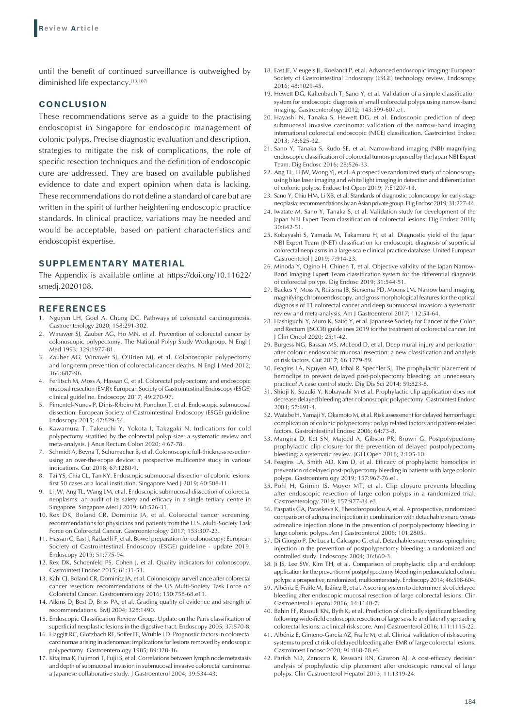until the benefit of continued surveillance is outweighed by diminished life expectancy.[13,107]

## CONCLUSION

These recommendations serve as a guide to the practising endoscopist in Singapore for endoscopic management of colonic polyps. Precise diagnostic evaluation and description, strategies to mitigate the risk of complications, the role of specific resection techniques and the definition of endoscopic cure are addressed. They are based on available published evidence to date and expert opinion when data is lacking. These recommendations do not define a standard of care but are written in the spirit of further heightening endoscopic practice standards. In clinical practice, variations may be needed and would be acceptable, based on patient characteristics and endoscopist expertise.

## SUPPLEMENTARY MATERIAL

The Appendix is available online at https://doi.org/10.11622/smedj.2020108.

## REFERENCES

1. Nguyen LH, Goel A, Chung DC. Pathways of colorectal carcinogenesis. Gastroenterology 2020; 158:291-302.
2. Winawer SJ, Zauber AG, Ho MN, et al. Prevention of colorectal cancer by colonoscopic polypectomy. The National Polyp Study Workgroup. N Engl J Med 1993; 329:1977-81.
3. Zauber AG, Winawer SJ, O'Brien MJ, et al. Colonoscopic polypectomy and long-term prevention of colorectal-cancer deaths. N Engl J Med 2012; 366:687-96.
4. Ferlitsch M, Moss A, Hassan C, et al. Colorectal polypectomy and endoscopic mucosal resection (EMR): European Society of Gastrointestinal Endoscopy (ESGE) clinical guideline. Endoscopy 2017; 49:270-97.
5. Pimentel-Nunes P, Dinis-Ribeiro M, Ponchon T, et al. Endoscopic submucosal dissection: European Society of Gastrointestinal Endoscopy (ESGE) guideline. Endoscopy 2015; 47:829-54.
6. Kawamura T, Takeuchi Y, Yokota I, Takagaki N. Indications for cold polypectomy stratified by the colorectal polyp size: a systematic review and meta-analysis. J Anus Rectum Colon 2020; 4:67-78.
7. Schmidt A, Beyna T, Schumacher B, et al. Colonoscopic full-thickness resection using an over-the-scope device: a prospective multicentre study in various indications. Gut 2018; 67:1280-9.
8. Tai YS, Chia CL, Tan KY. Endoscopic submucosal dissection of colonic lesions: first 50 cases at a local institution. Singapore Med J 2019; 60:508-11.
9. Li JW, Ang TL, Wang LM, et al. Endoscopic submucosal dissection of colorectal neoplasms: an audit of its safety and efficacy in a single tertiary centre in Singapore. Singapore Med J 2019; 60:526-31.
10. Rex DK, Boland CR, Dominitz JA, et al. Colorectal cancer screening: recommendations for physicians and patients from the U.S. Multi-Society Task Force on Colorectal Cancer. Gastroenterology 2017; 153:307-23.
11. Hassan C, East J, Radaelli F, et al. Bowel preparation for colonoscopy: European Society of Gastrointestinal Endoscopy (ESGE) guideline - update 2019. Endoscopy 2019; 51:775-94.
12. Rex DK, Schoenfeld PS, Cohen J, et al. Quality indicators for colonoscopy. Gastrointest Endosc 2015; 81:31-53.
13. Kahi CJ, Boland CR, Dominitz JA, et al. Colonoscopy surveillance after colorectal cancer resection: recommendations of the US Multi-Society Task Force on Colorectal Cancer. Gastroenterology 2016; 150:758-68.e11.
14. Atkins D, Best D, Briss PA, et al. Grading quality of evidence and strength of recommendations. BMJ 2004; 328:1490.
15. Endoscopic Classification Review Group. Update on the Paris classification of superficial neoplastic lesions in the digestive tract. Endoscopy 2005; 37:570-8.
16. Haggitt RC, Glotzbach RE, Soffer EE, Wruble LD. Prognostic factors in colorectal carcinomas arising in adenomas: implications for lesions removed by endoscopic polypectomy. Gastroenterology 1985; 89:328-36.
17. Kitajima K, Fujimori T, Fujii S, et al. Correlations between lymph node metastasis and depth of submucosal invasion in submucosal invasive colorectal carcinoma: a Japanese collaborative study. J Gastroenterol 2004; 39:534-43.
18. East JE, Vleugels JL, Roelandt P, et al. Advanced endoscopic imaging: European Society of Gastrointestinal Endoscopy (ESGE) technology review. Endoscopy 2016; 48:1029-45.
19. Hewett DG, Kaltenbach T, Sano Y, et al. Validation of a simple classification system for endoscopic diagnosis of small colorectal polyps using narrow-band imaging. Gastroenterology 2012; 143:599-607.e1.
20. Hayashi N, Tanaka S, Hewett DG, et al. Endoscopic prediction of deep submucosal invasive carcinoma: validation of the narrow-band imaging international colorectal endoscopic (NICE) classification. Gastrointest Endosc 2013; 78:625-32.
21. Sano Y, Tanaka S, Kudo SE, et al. Narrow-band imaging (NBI) magnifying endoscopic classification of colorectal tumors proposed by the Japan NBI Expert Team. Dig Endosc 2016; 28:526-33.
22. Ang TL, Li JW, Wong YJ, et al. A prospective randomized study of colonoscopy using blue laser imaging and white light imaging in detection and differentiation of colonic polyps. Endosc Int Open 2019; 7:E1207-13.
23. Sano Y, Chiu HM, Li XB, et al. Standards of diagnostic colonoscopy for early-stage neoplasia: recommendations by an Asian private group. Dig Endosc 2019; 31:227-44.
24. Iwatate M, Sano Y, Tanaka S, et al. Validation study for development of the Japan NBI Expert Team classification of colorectal lesions. Dig Endosc 2018; 30:642-51.
25. Kobayashi S, Yamada M, Takamaru H, et al. Diagnostic yield of the Japan NBI Expert Team (JNET) classification for endoscopic diagnosis of superficial colorectal neoplasms in a large-scale clinical practice database. United European Gastroenterol J 2019; 7:914-23.
26. Minoda Y, Ogino H, Chinen T, et al. Objective validity of the Japan Narrow-Band Imaging Expert Team classification system for the differential diagnosis of colorectal polyps. Dig Endosc 2019; 31:544-51.
27. Backes Y, Moss A, Reitsma JB, Siersema PD, Moons LM. Narrow band imaging, magnifying chromoendoscopy, and gross morphological features for the optical diagnosis of T1 colorectal cancer and deep submucosal invasion: a systematic review and meta-analysis. Am J Gastroenterol 2017; 112:54-64.
28. Hashiguchi Y, Muro K, Saito Y, et al. Japanese Society for Cancer of the Colon and Rectum (JSCCR) guidelines 2019 for the treatment of colorectal cancer. Int J Clin Oncol 2020; 25:1-42.
29. Burgess NG, Bassan MS, McLeod D, et al. Deep mural injury and perforation after colonic endoscopic mucosal resection: a new classification and analysis of risk factors. Gut 2017; 66:1779-89.
30. Feagins LA, Nguyen AD, Iqbal R, Spechler SJ. The prophylactic placement of hemoclips to prevent delayed post-polypectomy bleeding: an unnecessary practice? A case control study. Dig Dis Sci 2014; 59:823-8.
31. Shioji K, Suzuki Y, Kobayashi M et al. Prophylactic clip application does not decrease delayed bleeding after colonoscopic polypectomy. Gastrointest Endosc 2003; 57:691-4.
32. Watabe H, Yamaji Y, Okamoto M, et al. Risk assessment for delayed hemorrhagic complication of colonic polypectomy: polyp related factors and patient-related factors. Gastrointestinal Endosc 2006; 64:73-8.
33. Mangira D, Ket SN, Majeed A, Gibson PR, Brown G. Postpolypectomy prophylactic clip closure for the prevention of delayed postpolypectomy bleeding: a systematic review. JGH Open 2018; 2:105-10.
34. Feagins LA, Smith AD, Kim D, et al. Efficacy of prophylactic hemoclips in prevention of delayed post-polypectomy bleeding in patients with large colonic polyps. Gastroenterology 2019; 157:967-76.e1.
35. Pohl H, Grimm IS, Moyer MT, et al. Clip closure prevents bleeding after endoscopic resection of large colon polyps in a randomized trial. Gastroenterology 2019; 157:977-84.e3.
36. Paspatis GA, Paraskeva K, Theodoropoulou A, et al. A prospective, randomized comparison of adrenaline injection in combination with detachable snare versus adrenaline injection alone in the prevention of postpolypectomy bleeding in large colonic polyps. Am J Gastroenterol 2006; 101:2805.
37. Di Giorgio P, De Luca L, Calcagno G, et al. Detachable snare versus epinephrine injection in the prevention of postpolypectomy bleeding: a randomized and controlled study. Endoscopy 2004; 36:860-3.
38. Ji JS, Lee SW, Kim TH, et al. Comparison of prophylactic clip and endoloop application for the prevention of postpolypectomy bleeding in pedunculated colonic polyps: a prospective, randomized, multicenter study. Endoscopy 2014; 46:598-604.
39. Albéniz E, Fraile M, Ibáñez B, et al. A scoring system to determine risk of delayed bleeding after endoscopic mucosal resection of large colorectal lesions. Clin Gastroenterol Hepatol 2016; 14:1140-7.
40. Bahin FF, Rasouli KN, Byth K, et al. Prediction of clinically significant bleeding following wide-field endoscopic resection of large sessile and laterally spreading colorectal lesions: a clinical risk score. Am J Gastroenterol 2016; 111:1115-22.
41. Albéniz E, Gimeno-García AZ, Fraile M, et al. Clinical validation of risk scoring systems to predict risk of delayed bleeding after EMR of large colorectal lesions. Gastrointest Endosc 2020; 91:868-78.e3.
42. Parikh ND, Zanocco K, Keswani RN, Gawron AJ. A cost-efficacy decision analysis of prophylactic clip placement after endoscopic removal of large polyps. Clin Gastroenterol Hepatol 2013; 11:1319-24.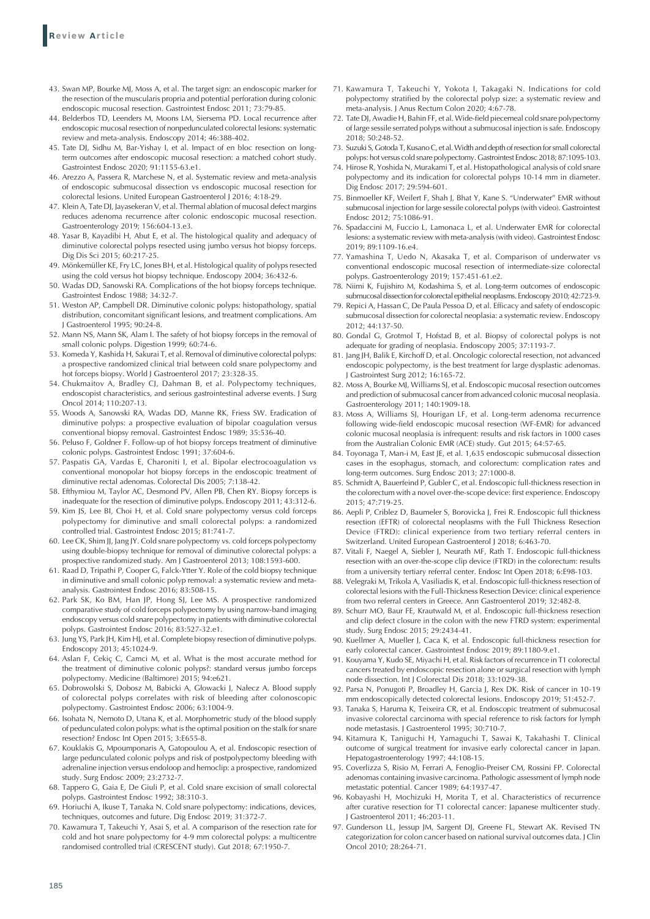43. Swan MP, Bourke MJ, Moss A, et al. The target sign: an endoscopic marker for the resection of the muscularis propria and potential perforation during colonic endoscopic mucosal resection. Gastrointest Endosc 2011; 73:79-85.
44. Belderbos TD, Leenders M, Moons LM, Siersema PD. Local recurrence after endoscopic mucosal resection of nonpedunculated colorectal lesions: systematic review and meta-analysis. Endoscopy 2014; 46:388-402.
45. Tate DJ, Sidhu M, Bar-Yishay I, et al. Impact of en bloc resection on long-term outcomes after endoscopic mucosal resection: a matched cohort study. Gastrointest Endosc 2020; 91:1155-63.e1.
46. Arezzo A, Passera R, Marchese N, et al. Systematic review and meta-analysis of endoscopic submucosal dissection vs endoscopic mucosal resection for colorectal lesions. United European Gastroenterol J 2016; 4:18-29.
47. Klein A, Tate DJ, Jayasekeran V, et al. Thermal ablation of mucosal defect margins reduces adenoma recurrence after colonic endoscopic mucosal resection. Gastroenterology 2019; 156:604-13.e3.
48. Yasar B, Kayadibi H, Abut E, et al. The histological quality and adequacy of diminutive colorectal polyps resected using jumbo versus hot biopsy forceps. Dig Dis Sci 2015; 60:217-25.
49. Mönkemüller KE, Fry LC, Jones BH, et al. Histological quality of polyps resected using the cold versus hot biopsy technique. Endoscopy 2004; 36:432-6.
50. Wadas DD, Sanowski RA. Complications of the hot biopsy forceps technique. Gastrointest Endosc 1988; 34:32-7.
51. Weston AP, Campbell DR. Diminutive colonic polyps: histopathology, spatial distribution, concomitant significant lesions, and treatment complications. Am J Gastroenterol 1995; 90:24-8.
52. Mann NS, Mann SK, Alam I. The safety of hot biopsy forceps in the removal of small colonic polyps. Digestion 1999; 60:74-6.
53. Komeda Y, Kashida H, Sakurai T, et al. Removal of diminutive colorectal polyps: a prospective randomized clinical trial between cold snare polypectomy and hot forceps biopsy. World J Gastroenterol 2017; 23:328-35.
54. Chukmaitov A, Bradley CJ, Dahman B, et al. Polypectomy techniques, endoscopist characteristics, and serious gastrointestinal adverse events. J Surg Oncol 2014; 110:207-13.
55. Woods A, Sanowski RA, Wadas DD, Manne RK, Friess SW. Eradication of diminutive polyps: a prospective evaluation of bipolar coagulation versus conventional biopsy removal. Gastrointest Endosc 1989; 35:536-40.
56. Peluso F, Goldner F. Follow-up of hot biopsy forceps treatment of diminutive colonic polyps. Gastrointest Endosc 1991; 37:604-6.
57. Paspatis GA, Vardas E, Charoniti I, et al. Bipolar electrocoagulation vs conventional monopolar hot biopsy forceps in the endoscopic treatment of diminutive rectal adenomas. Colorectal Dis 2005; 7:138-42.
58. Efthymiou M, Taylor AC, Desmond PV, Allen PB, Chen RY. Biopsy forceps is inadequate for the resection of diminutive polyps. Endoscopy 2011; 43:312-6.
59. Kim JS, Lee BI, Choi H, et al. Cold snare polypectomy versus cold forceps polypectomy for diminutive and small colorectal polyps: a randomized controlled trial. Gastrointest Endosc 2015; 81:741-7.
60. Lee CK, Shim JJ, Jang JY. Cold snare polypectomy vs. cold forceps polypectomy using double-biopsy technique for removal of diminutive colorectal polyps: a prospective randomized study. Am J Gastroenterol 2013; 108:1593-600.
61. Raad D, Tripathi P, Cooper G, Falck-Ytter Y. Role of the cold biopsy technique in diminutive and small colonic polyp removal: a systematic review and meta-analysis. Gastrointest Endosc 2016; 83:508-15.
62. Park SK, Ko BM, Han JP, Hong SJ, Lee MS. A prospective randomized comparative study of cold forceps polypectomy by using narrow-band imaging endoscopy versus cold snare polypectomy in patients with diminutive colorectal polyps. Gastrointest Endosc 2016; 83:527-32.e1.
63. Jung YS, Park JH, Kim HJ, et al. Complete biopsy resection of diminutive polyps. Endoscopy 2013; 45:1024-9.
64. Aslan F, Cekiç C, Camci M, et al. What is the most accurate method for the treatment of diminutive colonic polyps?: standard versus jumbo forceps polypectomy. Medicine (Baltimore) 2015; 94:e621.
65. Dobrowolski S, Dobosz M, Babicki A, Głowacki J, Nałecz A. Blood supply of colorectal polyps correlates with risk of bleeding after colonoscopic polypectomy. Gastrointest Endosc 2006; 63:1004-9.
66. Isohata N, Nemoto D, Utana K, et al. Morphometric study of the blood supply of pedunculated colon polyps: what is the optimal position on the stalk for snare resection? Endosc Int Open 2015; 3:E655-8.
67. Kouklakis G, Mpoumponaris A, Gatopoulou A, et al. Endoscopic resection of large pedunculated colonic polyps and risk of postpolypectomy bleeding with adrenaline injection versus endoloop and hemoclip: a prospective, randomized study. Surg Endosc 2009; 23:2732-7.
68. Tappero G, Gaia E, De Giuli P, et al. Cold snare excision of small colorectal polyps. Gastrointest Endosc 1992; 38:310-3.
69. Horiuchi A, Ikuse T, Tanaka N. Cold snare polypectomy: indications, devices, techniques, outcomes and future. Dig Endosc 2019; 31:372-7.
70. Kawamura T, Takeuchi Y, Asai S, et al. A comparison of the resection rate for cold and hot snare polypectomy for 4-9 mm colorectal polyps: a multicentre randomised controlled trial (CRESCENT study). Gut 2018; 67:1950-7.
71. Kawamura T, Takeuchi Y, Yokota I, Takagaki N. Indications for cold polypectomy stratified by the colorectal polyp size: a systematic review and meta-analysis. J Anus Rectum Colon 2020; 4:67-78.
72. Tate DJ, Awadie H, Bahin FF, et al. Wide-field piecemeal cold snare polypectomy of large sessile serrated polyps without a submucosal injection is safe. Endoscopy 2018; 50:248-52.
73. Suzuki S, Gotoda T, Kusano C, et al. Width and depth of resection for small colorectal polyps: hot versus cold snare polypectomy. Gastrointest Endosc 2018; 87:1095-103.
74. Hirose R, Yoshida N, Murakami T, et al. Histopathological analysis of cold snare polypectomy and its indication for colorectal polyps 10-14 mm in diameter. Dig Endosc 2017; 29:594-601.
75. Binmoeller KF, Weilert F, Shah J, Bhat Y, Kane S. "Underwater" EMR without submucosal injection for large sessile colorectal polyps (with video). Gastrointest Endosc 2012; 75:1086-91.
76. Spadaccini M, Fuccio L, Lamonaca L, et al. Underwater EMR for colorectal lesions: a systematic review with meta-analysis (with video). Gastrointest Endosc 2019; 89:1109-16.e4.
77. Yamashina T, Uedo N, Akasaka T, et al. Comparison of underwater vs conventional endoscopic mucosal resection of intermediate-size colorectal polyps. Gastroenterology 2019; 157:451-61.e2.
78. Niimi K, Fujishiro M, Kodashima S, et al. Long-term outcomes of endoscopic submucosal dissection for colorectal epithelial neoplasms. Endoscopy 2010; 42:723-9.
79. Repici A, Hassan C, De Paula Pessoa D, et al. Efficacy and safety of endoscopic submucosal dissection for colorectal neoplasia: a systematic review. Endoscopy 2012; 44:137-50.
80. Gondal G, Grotmol T, Hofstad B, et al. Biopsy of colorectal polyps is not adequate for grading of neoplasia. Endoscopy 2005; 37:1193-7.
81. Jang JH, Balik E, Kirchoff D, et al. Oncologic colorectal resection, not advanced endoscopic polypectomy, is the best treatment for large dysplastic adenomas. J Gastrointest Surg 2012; 16:165-72.
82. Moss A, Bourke MJ, Williams SJ, et al. Endoscopic mucosal resection outcomes and prediction of submucosal cancer from advanced colonic mucosal neoplasia. Gastroenterology 2011; 140:1909-18.
83. Moss A, Williams SJ, Hourigan LF, et al. Long-term adenoma recurrence following wide-field endoscopic mucosal resection (WF-EMR) for advanced colonic mucosal neoplasia is infrequent: results and risk factors in 1000 cases from the Australian Colonic EMR (ACE) study. Gut 2015; 64:57-65.
84. Toyonaga T, Man-i M, East JE, et al. 1,635 endoscopic submucosal dissection cases in the esophagus, stomach, and colorectum: complication rates and long-term outcomes. Surg Endosc 2013; 27:1000-8.
85. Schmidt A, Bauerfeind P, Gubler C, et al. Endoscopic full-thickness resection in the colorectum with a novel over-the-scope device: first experience. Endoscopy 2015; 47:719-25.
86. Aepli P, Criblez D, Baumeler S, Borovicka J, Frei R. Endoscopic full thickness resection (EFTR) of colorectal neoplasms with the Full Thickness Resection Device (FTRD): clinical experience from two tertiary referral centers in Switzerland. United European Gastroenterol J 2018; 6:463-70.
87. Vitali F, Naegel A, Siebler J, Neurath MF, Rath T. Endoscopic full-thickness resection with an over-the-scope clip device (FTRD) in the colorectum: results from a university tertiary referral center. Endosc Int Open 2018; 6:E98-103.
88. Velegraki M, Trikola A, Vasiliadis K, et al. Endoscopic full-thickness resection of colorectal lesions with the Full-Thickness Resection Device: clinical experience from two referral centers in Greece. Ann Gastroenterol 2019; 32:482-8.
89. Schurr MO, Baur FE, Krautwald M, et al. Endoscopic full-thickness resection and clip defect closure in the colon with the new FTRD system: experimental study. Surg Endosc 2015; 29:2434-41.
90. Kuellmer A, Mueller J, Caca K, et al. Endoscopic full-thickness resection for early colorectal cancer. Gastrointest Endosc 2019; 89:1180-9.e1.
91. Kouyama Y, Kudo SE, Miyachi H, et al. Risk factors of recurrence in T1 colorectal cancers treated by endoscopic resection alone or surgical resection with lymph node dissection. Int J Colorectal Dis 2018; 33:1029-38.
92. Parsa N, Ponugoti P, Broadley H, Garcia J, Rex DK. Risk of cancer in 10-19 mm endoscopically detected colorectal lesions. Endoscopy 2019; 51:452-7.
93. Tanaka S, Haruma K, Teixeira CR, et al. Endoscopic treatment of submucosal invasive colorectal carcinoma with special reference to risk factors for lymph node metastasis. J Gastroenterol 1995; 30:710-7.
94. Kitamura K, Taniguchi H, Yamaguchi T, Sawai K, Takahashi T. Clinical outcome of surgical treatment for invasive early colorectal cancer in Japan. Hepatogastroenterology 1997; 44:108-15.
95. Coverlizza S, Risio M, Ferrari A, Fenoglio-Preiser CM, Rossini FP. Colorectal adenomas containing invasive carcinoma. Pathologic assessment of lymph node metastatic potential. Cancer 1989; 64:1937-47.
96. Kobayashi H, Mochizuki H, Morita T, et al. Characteristics of recurrence after curative resection for T1 colorectal cancer: Japanese multicenter study. J Gastroenterol 2011; 46:203-11.
97. Gunderson LL, Jessup JM, Sargent DJ, Greene FL, Stewart AK. Revised TN categorization for colon cancer based on national survival outcomes data. J Clin Oncol 2010; 28:264-71.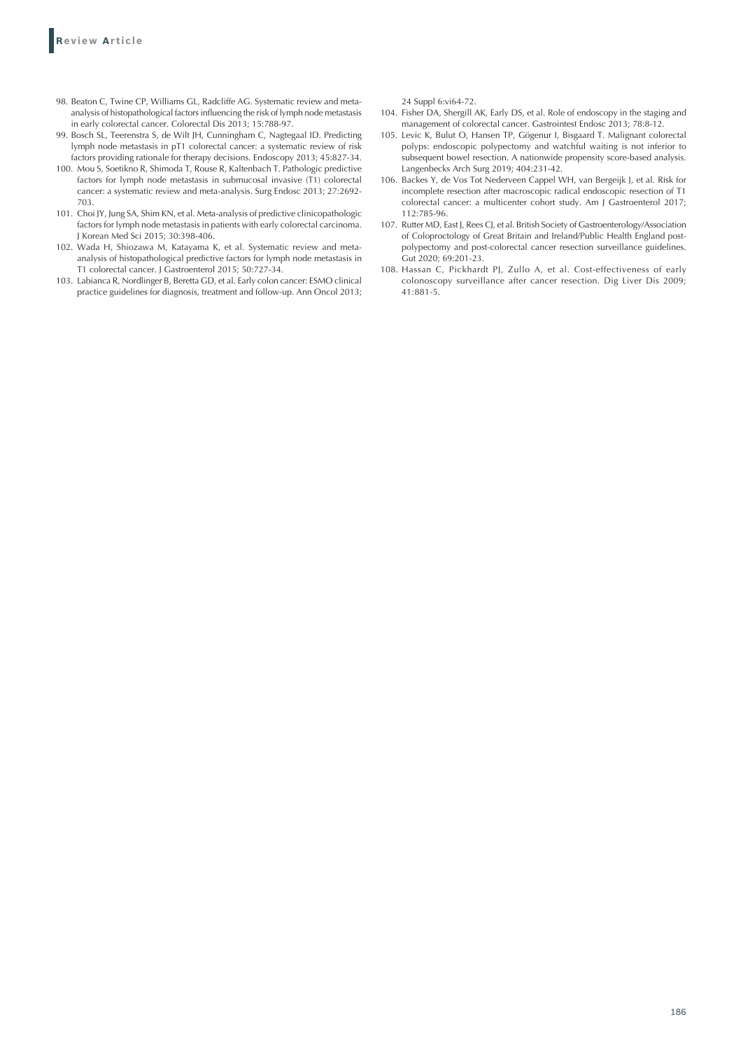98. Beaton C, Twine CP, Williams GL, Radcliffe AG. Systematic review and meta-analysis of histopathological factors influencing the risk of lymph node metastasis in early colorectal cancer. Colorectal Dis 2013; 15:788-97.
99. Bosch SL, Teerenstra S, de Wilt JH, Cunningham C, Nagtegaal ID. Predicting lymph node metastasis in pT1 colorectal cancer: a systematic review of risk factors providing rationale for therapy decisions. Endoscopy 2013; 45:827-34.
100. Mou S, Soetikno R, Shimoda T, Rouse R, Kaltenbach T. Pathologic predictive factors for lymph node metastasis in submucosal invasive (T1) colorectal cancer: a systematic review and meta-analysis. Surg Endosc 2013; 27:2692-703.
101. Choi JY, Jung SA, Shim KN, et al. Meta-analysis of predictive clinicopathologic factors for lymph node metastasis in patients with early colorectal carcinoma. J Korean Med Sci 2015; 30:398-406.
102. Wada H, Shiozawa M, Katayama K, et al. Systematic review and meta-analysis of histopathological predictive factors for lymph node metastasis in T1 colorectal cancer. J Gastroenterol 2015; 50:727-34.
103. Labianca R, Nordlinger B, Beretta GD, et al. Early colon cancer: ESMO clinical practice guidelines for diagnosis, treatment and follow-up. Ann Oncol 2013; 24 Suppl 6:vi64-72.
104. Fisher DA, Shergill AK, Early DS, et al. Role of endoscopy in the staging and management of colorectal cancer. Gastrointest Endosc 2013; 78:8-12.
105. Levic K, Bulut O, Hansen TP, Gögenur I, Bisgaard T. Malignant colorectal polyps: endoscopic polypectomy and watchful waiting is not inferior to subsequent bowel resection. A nationwide propensity score-based analysis. Langenbecks Arch Surg 2019; 404:231-42.
106. Backes Y, de Vos Tot Nederveen Cappel WH, van Bergeijk J, et al. Risk for incomplete resection after macroscopic radical endoscopic resection of T1 colorectal cancer: a multicenter cohort study. Am J Gastroenterol 2017; 112:785-96.
107. Rutter MD, East J, Rees CJ, et al. British Society of Gastroenterology/Association of Coloproctology of Great Britain and Ireland/Public Health England post-polypectomy and post-colorectal cancer resection surveillance guidelines. Gut 2020; 69:201-23.
108. Hassan C, Pickhardt PJ, Zullo A, et al. Cost-effectiveness of early colonoscopy surveillance after cancer resection. Dig Liver Dis 2009; 41:881-5.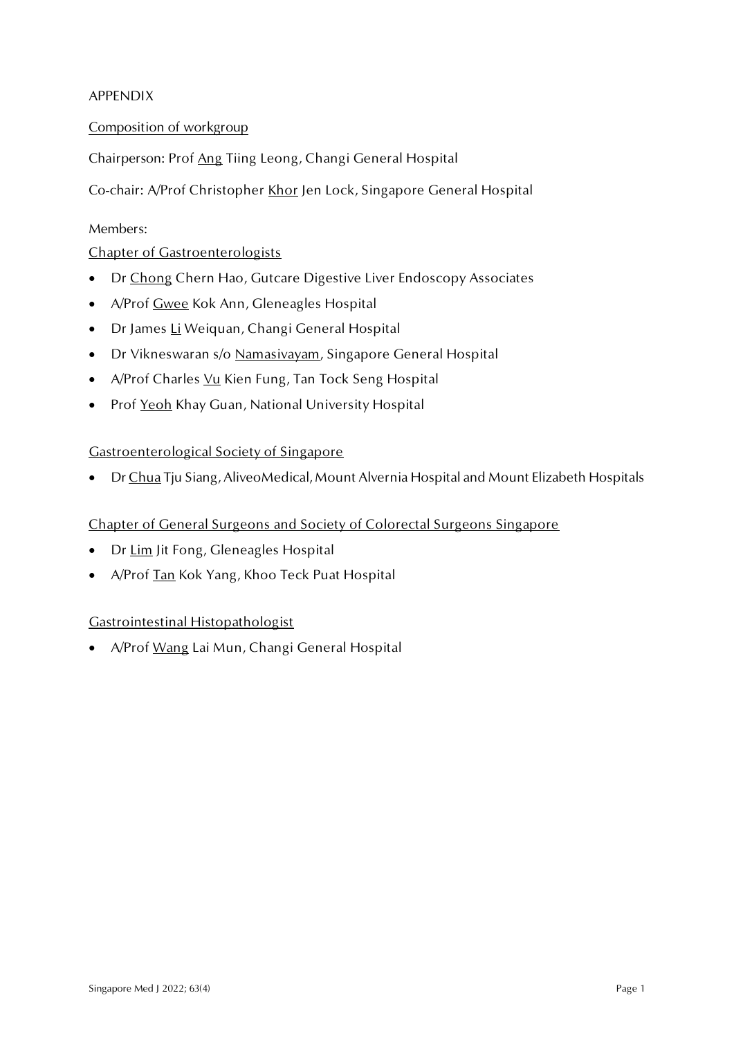APPENDIX

Composition of workgroup

Chairperson: Prof Ang Tiing Leong, Changi General Hospital

Co-chair: A/Prof Christopher Khor Jen Lock, Singapore General Hospital

Members:

Chapter of Gastroenterologists

- Dr Chong Chern Hao, Gutcare Digestive Liver Endoscopy Associates
- A/Prof Gwee Kok Ann, Gleneagles Hospital
- Dr James Li Weiquan, Changi General Hospital
- Dr Vikneswaran s/o Namasivayam, Singapore General Hospital
- A/Prof Charles Vu Kien Fung, Tan Tock Seng Hospital
- Prof Yeoh Khay Guan, National University Hospital

Gastroenterological Society of Singapore

- Dr Chua Tju Siang, AliveoMedical, Mount Alvernia Hospital and Mount Elizabeth Hospitals

Chapter of General Surgeons and Society of Colorectal Surgeons Singapore

- Dr Lim Jit Fong, Gleneagles Hospital
- A/Prof Tan Kok Yang, Khoo Teck Puat Hospital

Gastrointestinal Histopathologist

- A/Prof Wang Lai Mun, Changi General Hospital